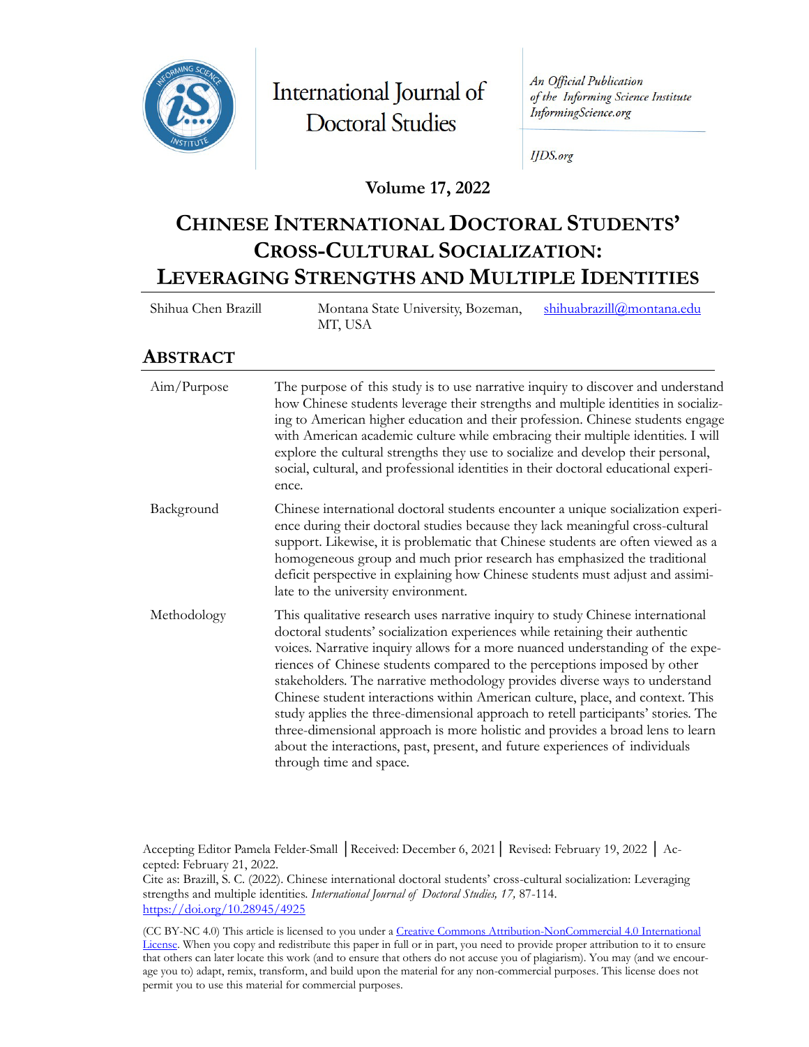International Journal of Doctoral Studies

*An Official Publication of the Informing Science Institute*
*InformingScience.org*

*IJDS.org*

**Volume 17, 2022**

# Chinese International Doctoral Students' Cross-Cultural Socialization: Leveraging Strengths and Multiple Identities

| Shihua Chen Brazill | Montana State University, Bozeman, MT, USA | shihuabrazill@montana.edu |
|---|---|---|

## Abstract

| | |
|---|---|
| Aim/Purpose | The purpose of this study is to use narrative inquiry to discover and understand how Chinese students leverage their strengths and multiple identities in socializing to American higher education and their profession. Chinese students engage with American academic culture while embracing their multiple identities. I will explore the cultural strengths they use to socialize and develop their personal, social, cultural, and professional identities in their doctoral educational experience. |
| Background | Chinese international doctoral students encounter a unique socialization experience during their doctoral studies because they lack meaningful cross-cultural support. Likewise, it is problematic that Chinese students are often viewed as a homogeneous group and much prior research has emphasized the traditional deficit perspective in explaining how Chinese students must adjust and assimilate to the university environment. |
| Methodology | This qualitative research uses narrative inquiry to study Chinese international doctoral students' socialization experiences while retaining their authentic voices. Narrative inquiry allows for a more nuanced understanding of the experiences of Chinese students compared to the perceptions imposed by other stakeholders. The narrative methodology provides diverse ways to understand Chinese student interactions within American culture, place, and context. This study applies the three-dimensional approach to retell participants' stories. The three-dimensional approach is more holistic and provides a broad lens to learn about the interactions, past, present, and future experiences of individuals through time and space. |

Accepting Editor Pamela Felder-Small │Received: December 6, 2021│ Revised: February 19, 2022 │ Accepted: February 21, 2022.
Cite as: Brazill, S. C. (2022). Chinese international doctoral students' cross-cultural socialization: Leveraging strengths and multiple identities. *International Journal of Doctoral Studies, 17,* 87-114. https://doi.org/10.28945/4925

(CC BY-NC 4.0) This article is licensed to you under a Creative Commons Attribution-NonCommercial 4.0 International License. When you copy and redistribute this paper in full or in part, you need to provide proper attribution to it to ensure that others can later locate this work (and to ensure that others do not accuse you of plagiarism). You may (and we encourage you to) adapt, remix, transform, and build upon the material for any non-commercial purposes. This license does not permit you to use this material for commercial purposes.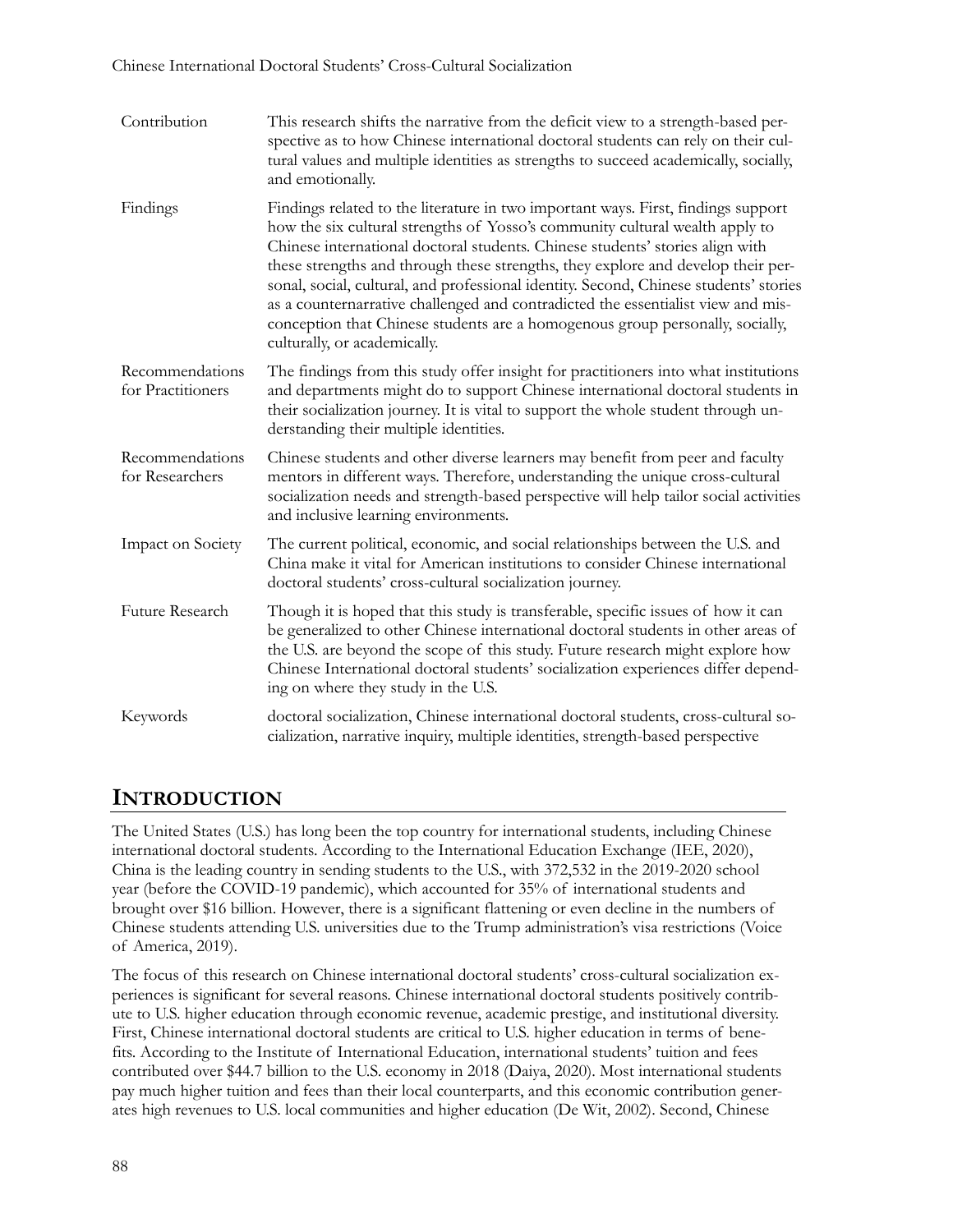| | |
|---|---|
| Contribution | This research shifts the narrative from the deficit view to a strength-based perspective as to how Chinese international doctoral students can rely on their cultural values and multiple identities as strengths to succeed academically, socially, and emotionally. |
| Findings | Findings related to the literature in two important ways. First, findings support how the six cultural strengths of Yosso's community cultural wealth apply to Chinese international doctoral students. Chinese students' stories align with these strengths and through these strengths, they explore and develop their personal, social, cultural, and professional identity. Second, Chinese students' stories as a counternarrative challenged and contradicted the essentialist view and misconception that Chinese students are a homogenous group personally, socially, culturally, or academically. |
| Recommendations for Practitioners | The findings from this study offer insight for practitioners into what institutions and departments might do to support Chinese international doctoral students in their socialization journey. It is vital to support the whole student through understanding their multiple identities. |
| Recommendations for Researchers | Chinese students and other diverse learners may benefit from peer and faculty mentors in different ways. Therefore, understanding the unique cross-cultural socialization needs and strength-based perspective will help tailor social activities and inclusive learning environments. |
| Impact on Society | The current political, economic, and social relationships between the U.S. and China make it vital for American institutions to consider Chinese international doctoral students' cross-cultural socialization journey. |
| Future Research | Though it is hoped that this study is transferable, specific issues of how it can be generalized to other Chinese international doctoral students in other areas of the U.S. are beyond the scope of this study. Future research might explore how Chinese International doctoral students' socialization experiences differ depending on where they study in the U.S. |
| Keywords | doctoral socialization, Chinese international doctoral students, cross-cultural socialization, narrative inquiry, multiple identities, strength-based perspective |

## INTRODUCTION

The United States (U.S.) has long been the top country for international students, including Chinese international doctoral students. According to the International Education Exchange (IEE, 2020), China is the leading country in sending students to the U.S., with 372,532 in the 2019-2020 school year (before the COVID-19 pandemic), which accounted for 35% of international students and brought over $16 billion. However, there is a significant flattening or even decline in the numbers of Chinese students attending U.S. universities due to the Trump administration's visa restrictions (Voice of America, 2019).

The focus of this research on Chinese international doctoral students' cross-cultural socialization experiences is significant for several reasons. Chinese international doctoral students positively contribute to U.S. higher education through economic revenue, academic prestige, and institutional diversity. First, Chinese international doctoral students are critical to U.S. higher education in terms of benefits. According to the Institute of International Education, international students' tuition and fees contributed over $44.7 billion to the U.S. economy in 2018 (Daiya, 2020). Most international students pay much higher tuition and fees than their local counterparts, and this economic contribution generates high revenues to U.S. local communities and higher education (De Wit, 2002). Second, Chinese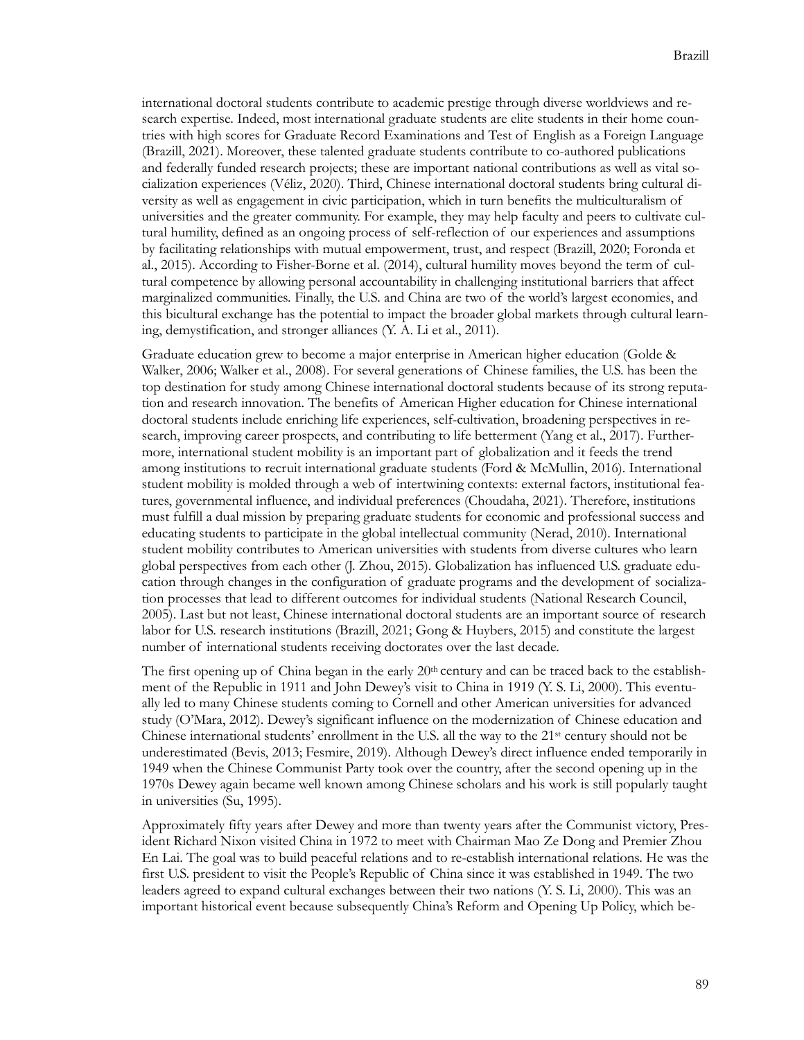international doctoral students contribute to academic prestige through diverse worldviews and research expertise. Indeed, most international graduate students are elite students in their home countries with high scores for Graduate Record Examinations and Test of English as a Foreign Language (Brazill, 2021). Moreover, these talented graduate students contribute to co-authored publications and federally funded research projects; these are important national contributions as well as vital socialization experiences (Véliz, 2020). Third, Chinese international doctoral students bring cultural diversity as well as engagement in civic participation, which in turn benefits the multiculturalism of universities and the greater community. For example, they may help faculty and peers to cultivate cultural humility, defined as an ongoing process of self-reflection of our experiences and assumptions by facilitating relationships with mutual empowerment, trust, and respect (Brazill, 2020; Foronda et al., 2015). According to Fisher-Borne et al. (2014), cultural humility moves beyond the term of cultural competence by allowing personal accountability in challenging institutional barriers that affect marginalized communities. Finally, the U.S. and China are two of the world's largest economies, and this bicultural exchange has the potential to impact the broader global markets through cultural learning, demystification, and stronger alliances (Y. A. Li et al., 2011).

Graduate education grew to become a major enterprise in American higher education (Golde & Walker, 2006; Walker et al., 2008). For several generations of Chinese families, the U.S. has been the top destination for study among Chinese international doctoral students because of its strong reputation and research innovation. The benefits of American Higher education for Chinese international doctoral students include enriching life experiences, self-cultivation, broadening perspectives in research, improving career prospects, and contributing to life betterment (Yang et al., 2017). Furthermore, international student mobility is an important part of globalization and it feeds the trend among institutions to recruit international graduate students (Ford & McMullin, 2016). International student mobility is molded through a web of intertwining contexts: external factors, institutional features, governmental influence, and individual preferences (Choudaha, 2021). Therefore, institutions must fulfill a dual mission by preparing graduate students for economic and professional success and educating students to participate in the global intellectual community (Nerad, 2010). International student mobility contributes to American universities with students from diverse cultures who learn global perspectives from each other (J. Zhou, 2015). Globalization has influenced U.S. graduate education through changes in the configuration of graduate programs and the development of socialization processes that lead to different outcomes for individual students (National Research Council, 2005). Last but not least, Chinese international doctoral students are an important source of research labor for U.S. research institutions (Brazill, 2021; Gong & Huybers, 2015) and constitute the largest number of international students receiving doctorates over the last decade.

The first opening up of China began in the early 20th century and can be traced back to the establishment of the Republic in 1911 and John Dewey's visit to China in 1919 (Y. S. Li, 2000). This eventually led to many Chinese students coming to Cornell and other American universities for advanced study (O'Mara, 2012). Dewey's significant influence on the modernization of Chinese education and Chinese international students' enrollment in the U.S. all the way to the 21st century should not be underestimated (Bevis, 2013; Fesmire, 2019). Although Dewey's direct influence ended temporarily in 1949 when the Chinese Communist Party took over the country, after the second opening up in the 1970s Dewey again became well known among Chinese scholars and his work is still popularly taught in universities (Su, 1995).

Approximately fifty years after Dewey and more than twenty years after the Communist victory, President Richard Nixon visited China in 1972 to meet with Chairman Mao Ze Dong and Premier Zhou En Lai. The goal was to build peaceful relations and to re-establish international relations. He was the first U.S. president to visit the People's Republic of China since it was established in 1949. The two leaders agreed to expand cultural exchanges between their two nations (Y. S. Li, 2000). This was an important historical event because subsequently China's Reform and Opening Up Policy, which be-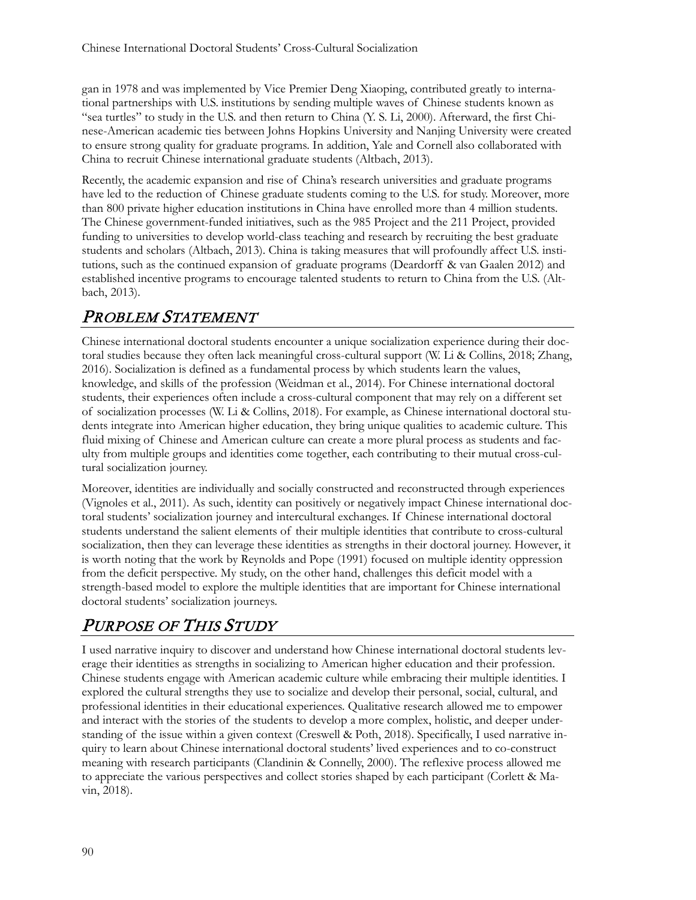gan in 1978 and was implemented by Vice Premier Deng Xiaoping, contributed greatly to international partnerships with U.S. institutions by sending multiple waves of Chinese students known as "sea turtles" to study in the U.S. and then return to China (Y. S. Li, 2000). Afterward, the first Chinese-American academic ties between Johns Hopkins University and Nanjing University were created to ensure strong quality for graduate programs. In addition, Yale and Cornell also collaborated with China to recruit Chinese international graduate students (Altbach, 2013).

Recently, the academic expansion and rise of China's research universities and graduate programs have led to the reduction of Chinese graduate students coming to the U.S. for study. Moreover, more than 800 private higher education institutions in China have enrolled more than 4 million students. The Chinese government-funded initiatives, such as the 985 Project and the 211 Project, provided funding to universities to develop world-class teaching and research by recruiting the best graduate students and scholars (Altbach, 2013). China is taking measures that will profoundly affect U.S. institutions, such as the continued expansion of graduate programs (Deardorff & van Gaalen 2012) and established incentive programs to encourage talented students to return to China from the U.S. (Altbach, 2013).

## *Problem Statement*

Chinese international doctoral students encounter a unique socialization experience during their doctoral studies because they often lack meaningful cross-cultural support (W. Li & Collins, 2018; Zhang, 2016). Socialization is defined as a fundamental process by which students learn the values, knowledge, and skills of the profession (Weidman et al., 2014). For Chinese international doctoral students, their experiences often include a cross-cultural component that may rely on a different set of socialization processes (W. Li & Collins, 2018). For example, as Chinese international doctoral students integrate into American higher education, they bring unique qualities to academic culture. This fluid mixing of Chinese and American culture can create a more plural process as students and faculty from multiple groups and identities come together, each contributing to their mutual cross-cultural socialization journey.

Moreover, identities are individually and socially constructed and reconstructed through experiences (Vignoles et al., 2011). As such, identity can positively or negatively impact Chinese international doctoral students' socialization journey and intercultural exchanges. If Chinese international doctoral students understand the salient elements of their multiple identities that contribute to cross-cultural socialization, then they can leverage these identities as strengths in their doctoral journey. However, it is worth noting that the work by Reynolds and Pope (1991) focused on multiple identity oppression from the deficit perspective. My study, on the other hand, challenges this deficit model with a strength-based model to explore the multiple identities that are important for Chinese international doctoral students' socialization journeys.

## *Purpose of This Study*

I used narrative inquiry to discover and understand how Chinese international doctoral students leverage their identities as strengths in socializing to American higher education and their profession. Chinese students engage with American academic culture while embracing their multiple identities. I explored the cultural strengths they use to socialize and develop their personal, social, cultural, and professional identities in their educational experiences. Qualitative research allowed me to empower and interact with the stories of the students to develop a more complex, holistic, and deeper understanding of the issue within a given context (Creswell & Poth, 2018). Specifically, I used narrative inquiry to learn about Chinese international doctoral students' lived experiences and to co-construct meaning with research participants (Clandinin & Connelly, 2000). The reflexive process allowed me to appreciate the various perspectives and collect stories shaped by each participant (Corlett & Mavin, 2018).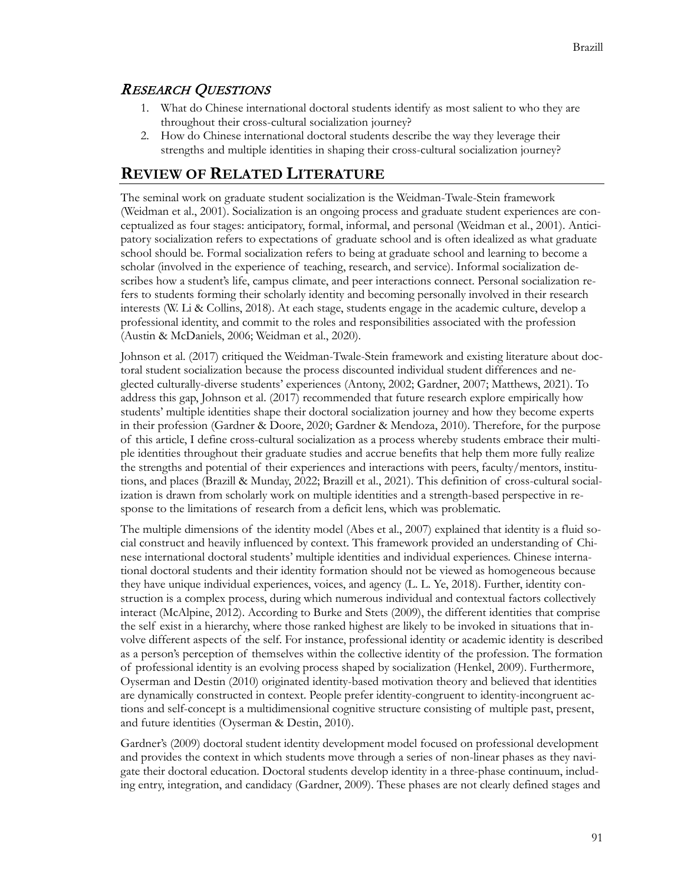## *Research Questions*

1. What do Chinese international doctoral students identify as most salient to who they are throughout their cross-cultural socialization journey?
2. How do Chinese international doctoral students describe the way they leverage their strengths and multiple identities in shaping their cross-cultural socialization journey?

## **Review of Related Literature**

The seminal work on graduate student socialization is the Weidman-Twale-Stein framework (Weidman et al., 2001). Socialization is an ongoing process and graduate student experiences are conceptualized as four stages: anticipatory, formal, informal, and personal (Weidman et al., 2001). Anticipatory socialization refers to expectations of graduate school and is often idealized as what graduate school should be. Formal socialization refers to being at graduate school and learning to become a scholar (involved in the experience of teaching, research, and service). Informal socialization describes how a student's life, campus climate, and peer interactions connect. Personal socialization refers to students forming their scholarly identity and becoming personally involved in their research interests (W. Li & Collins, 2018). At each stage, students engage in the academic culture, develop a professional identity, and commit to the roles and responsibilities associated with the profession (Austin & McDaniels, 2006; Weidman et al., 2020).

Johnson et al. (2017) critiqued the Weidman-Twale-Stein framework and existing literature about doctoral student socialization because the process discounted individual student differences and neglected culturally-diverse students' experiences (Antony, 2002; Gardner, 2007; Matthews, 2021). To address this gap, Johnson et al. (2017) recommended that future research explore empirically how students' multiple identities shape their doctoral socialization journey and how they become experts in their profession (Gardner & Doore, 2020; Gardner & Mendoza, 2010). Therefore, for the purpose of this article, I define cross-cultural socialization as a process whereby students embrace their multiple identities throughout their graduate studies and accrue benefits that help them more fully realize the strengths and potential of their experiences and interactions with peers, faculty/mentors, institutions, and places (Brazill & Munday, 2022; Brazill et al., 2021). This definition of cross-cultural socialization is drawn from scholarly work on multiple identities and a strength-based perspective in response to the limitations of research from a deficit lens, which was problematic.

The multiple dimensions of the identity model (Abes et al., 2007) explained that identity is a fluid social construct and heavily influenced by context. This framework provided an understanding of Chinese international doctoral students' multiple identities and individual experiences. Chinese international doctoral students and their identity formation should not be viewed as homogeneous because they have unique individual experiences, voices, and agency (L. L. Ye, 2018). Further, identity construction is a complex process, during which numerous individual and contextual factors collectively interact (McAlpine, 2012). According to Burke and Stets (2009), the different identities that comprise the self exist in a hierarchy, where those ranked highest are likely to be invoked in situations that involve different aspects of the self. For instance, professional identity or academic identity is described as a person's perception of themselves within the collective identity of the profession. The formation of professional identity is an evolving process shaped by socialization (Henkel, 2009). Furthermore, Oyserman and Destin (2010) originated identity-based motivation theory and believed that identities are dynamically constructed in context. People prefer identity-congruent to identity-incongruent actions and self-concept is a multidimensional cognitive structure consisting of multiple past, present, and future identities (Oyserman & Destin, 2010).

Gardner's (2009) doctoral student identity development model focused on professional development and provides the context in which students move through a series of non-linear phases as they navigate their doctoral education. Doctoral students develop identity in a three-phase continuum, including entry, integration, and candidacy (Gardner, 2009). These phases are not clearly defined stages and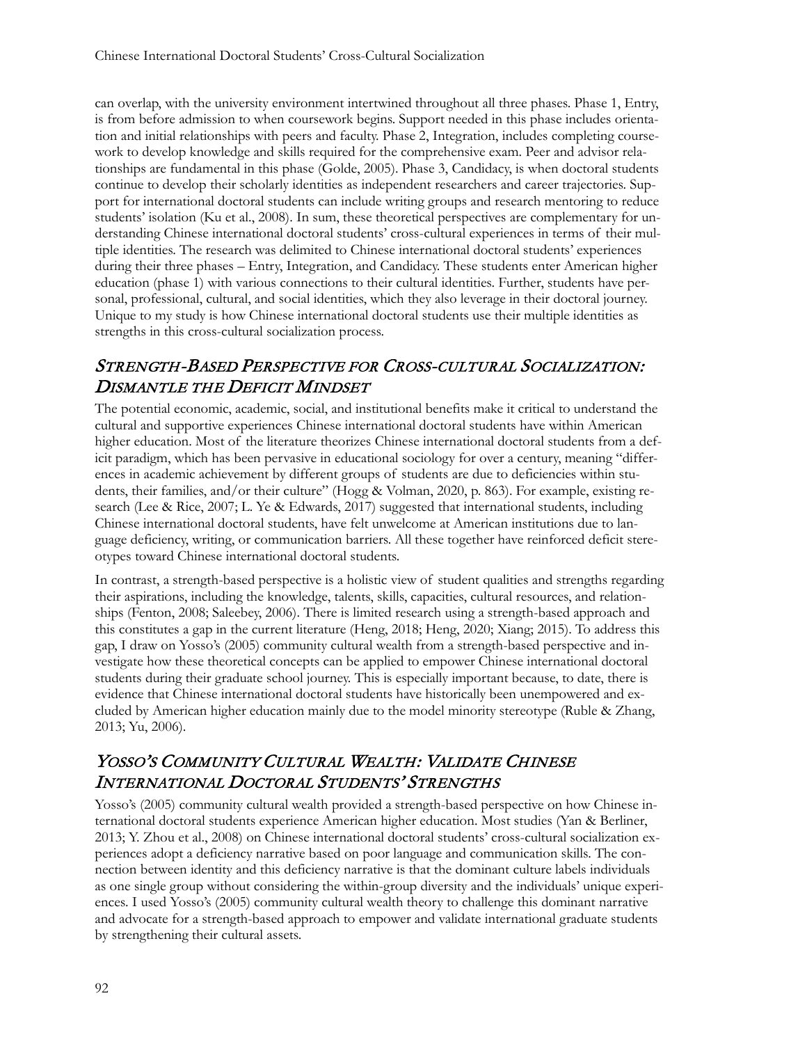can overlap, with the university environment intertwined throughout all three phases. Phase 1, Entry, is from before admission to when coursework begins. Support needed in this phase includes orientation and initial relationships with peers and faculty. Phase 2, Integration, includes completing coursework to develop knowledge and skills required for the comprehensive exam. Peer and advisor relationships are fundamental in this phase (Golde, 2005). Phase 3, Candidacy, is when doctoral students continue to develop their scholarly identities as independent researchers and career trajectories. Support for international doctoral students can include writing groups and research mentoring to reduce students' isolation (Ku et al., 2008). In sum, these theoretical perspectives are complementary for understanding Chinese international doctoral students' cross-cultural experiences in terms of their multiple identities. The research was delimited to Chinese international doctoral students' experiences during their three phases – Entry, Integration, and Candidacy. These students enter American higher education (phase 1) with various connections to their cultural identities. Further, students have personal, professional, cultural, and social identities, which they also leverage in their doctoral journey. Unique to my study is how Chinese international doctoral students use their multiple identities as strengths in this cross-cultural socialization process.

## *Strength-Based Perspective for Cross-cultural Socialization: Dismantle the Deficit Mindset*

The potential economic, academic, social, and institutional benefits make it critical to understand the cultural and supportive experiences Chinese international doctoral students have within American higher education. Most of the literature theorizes Chinese international doctoral students from a deficit paradigm, which has been pervasive in educational sociology for over a century, meaning "differences in academic achievement by different groups of students are due to deficiencies within students, their families, and/or their culture" (Hogg & Volman, 2020, p. 863). For example, existing research (Lee & Rice, 2007; L. Ye & Edwards, 2017) suggested that international students, including Chinese international doctoral students, have felt unwelcome at American institutions due to language deficiency, writing, or communication barriers. All these together have reinforced deficit stereotypes toward Chinese international doctoral students.

In contrast, a strength-based perspective is a holistic view of student qualities and strengths regarding their aspirations, including the knowledge, talents, skills, capacities, cultural resources, and relationships (Fenton, 2008; Saleebey, 2006). There is limited research using a strength-based approach and this constitutes a gap in the current literature (Heng, 2018; Heng, 2020; Xiang; 2015). To address this gap, I draw on Yosso's (2005) community cultural wealth from a strength-based perspective and investigate how these theoretical concepts can be applied to empower Chinese international doctoral students during their graduate school journey. This is especially important because, to date, there is evidence that Chinese international doctoral students have historically been unempowered and excluded by American higher education mainly due to the model minority stereotype (Ruble & Zhang, 2013; Yu, 2006).

## *Yosso's Community Cultural Wealth: Validate Chinese International Doctoral Students' Strengths*

Yosso's (2005) community cultural wealth provided a strength-based perspective on how Chinese international doctoral students experience American higher education. Most studies (Yan & Berliner, 2013; Y. Zhou et al., 2008) on Chinese international doctoral students' cross-cultural socialization experiences adopt a deficiency narrative based on poor language and communication skills. The connection between identity and this deficiency narrative is that the dominant culture labels individuals as one single group without considering the within-group diversity and the individuals' unique experiences. I used Yosso's (2005) community cultural wealth theory to challenge this dominant narrative and advocate for a strength-based approach to empower and validate international graduate students by strengthening their cultural assets.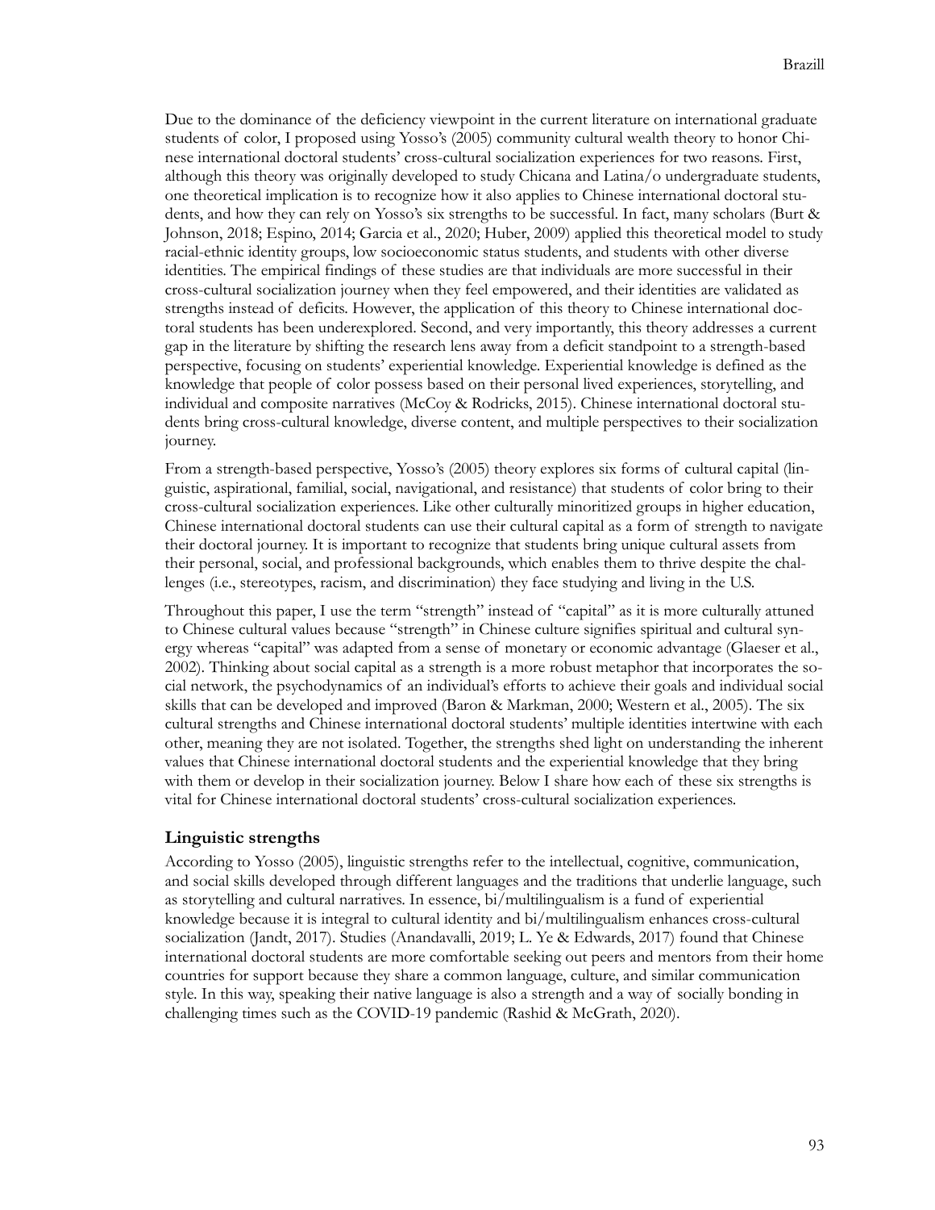Due to the dominance of the deficiency viewpoint in the current literature on international graduate students of color, I proposed using Yosso's (2005) community cultural wealth theory to honor Chinese international doctoral students' cross-cultural socialization experiences for two reasons. First, although this theory was originally developed to study Chicana and Latina/o undergraduate students, one theoretical implication is to recognize how it also applies to Chinese international doctoral students, and how they can rely on Yosso's six strengths to be successful. In fact, many scholars (Burt & Johnson, 2018; Espino, 2014; Garcia et al., 2020; Huber, 2009) applied this theoretical model to study racial-ethnic identity groups, low socioeconomic status students, and students with other diverse identities. The empirical findings of these studies are that individuals are more successful in their cross-cultural socialization journey when they feel empowered, and their identities are validated as strengths instead of deficits. However, the application of this theory to Chinese international doctoral students has been underexplored. Second, and very importantly, this theory addresses a current gap in the literature by shifting the research lens away from a deficit standpoint to a strength-based perspective, focusing on students' experiential knowledge. Experiential knowledge is defined as the knowledge that people of color possess based on their personal lived experiences, storytelling, and individual and composite narratives (McCoy & Rodricks, 2015). Chinese international doctoral students bring cross-cultural knowledge, diverse content, and multiple perspectives to their socialization journey.

From a strength-based perspective, Yosso's (2005) theory explores six forms of cultural capital (linguistic, aspirational, familial, social, navigational, and resistance) that students of color bring to their cross-cultural socialization experiences. Like other culturally minoritized groups in higher education, Chinese international doctoral students can use their cultural capital as a form of strength to navigate their doctoral journey. It is important to recognize that students bring unique cultural assets from their personal, social, and professional backgrounds, which enables them to thrive despite the challenges (i.e., stereotypes, racism, and discrimination) they face studying and living in the U.S.

Throughout this paper, I use the term "strength" instead of "capital" as it is more culturally attuned to Chinese cultural values because "strength" in Chinese culture signifies spiritual and cultural synergy whereas "capital" was adapted from a sense of monetary or economic advantage (Glaeser et al., 2002). Thinking about social capital as a strength is a more robust metaphor that incorporates the social network, the psychodynamics of an individual's efforts to achieve their goals and individual social skills that can be developed and improved (Baron & Markman, 2000; Western et al., 2005). The six cultural strengths and Chinese international doctoral students' multiple identities intertwine with each other, meaning they are not isolated. Together, the strengths shed light on understanding the inherent values that Chinese international doctoral students and the experiential knowledge that they bring with them or develop in their socialization journey. Below I share how each of these six strengths is vital for Chinese international doctoral students' cross-cultural socialization experiences.

### Linguistic strengths

According to Yosso (2005), linguistic strengths refer to the intellectual, cognitive, communication, and social skills developed through different languages and the traditions that underlie language, such as storytelling and cultural narratives. In essence, bi/multilingualism is a fund of experiential knowledge because it is integral to cultural identity and bi/multilingualism enhances cross-cultural socialization (Jandt, 2017). Studies (Anandavalli, 2019; L. Ye & Edwards, 2017) found that Chinese international doctoral students are more comfortable seeking out peers and mentors from their home countries for support because they share a common language, culture, and similar communication style. In this way, speaking their native language is also a strength and a way of socially bonding in challenging times such as the COVID-19 pandemic (Rashid & McGrath, 2020).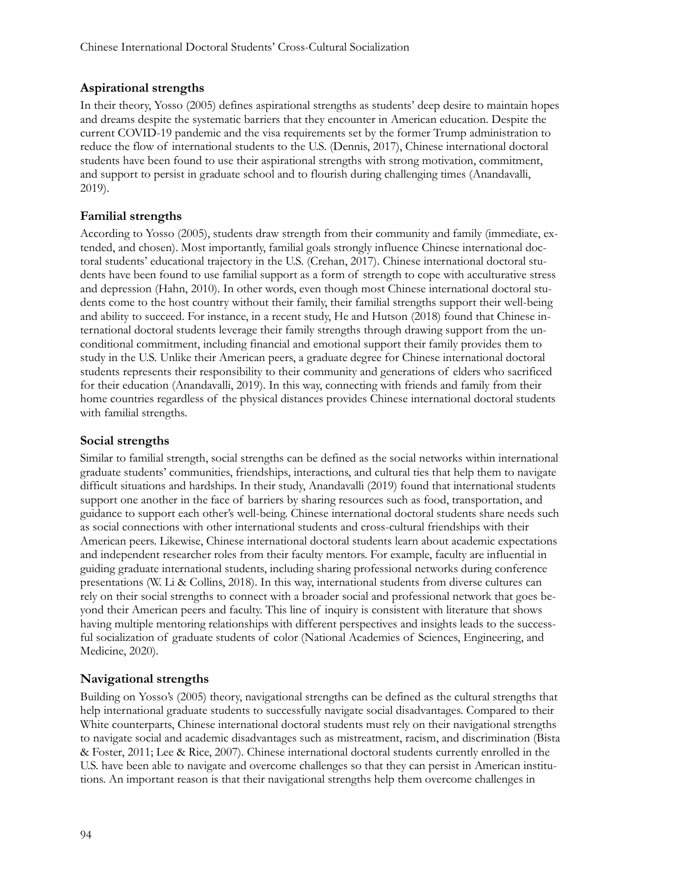### Aspirational strengths

In their theory, Yosso (2005) defines aspirational strengths as students' deep desire to maintain hopes and dreams despite the systematic barriers that they encounter in American education. Despite the current COVID-19 pandemic and the visa requirements set by the former Trump administration to reduce the flow of international students to the U.S. (Dennis, 2017), Chinese international doctoral students have been found to use their aspirational strengths with strong motivation, commitment, and support to persist in graduate school and to flourish during challenging times (Anandavalli, 2019).

### Familial strengths

According to Yosso (2005), students draw strength from their community and family (immediate, extended, and chosen). Most importantly, familial goals strongly influence Chinese international doctoral students' educational trajectory in the U.S. (Crehan, 2017). Chinese international doctoral students have been found to use familial support as a form of strength to cope with acculturative stress and depression (Hahn, 2010). In other words, even though most Chinese international doctoral students come to the host country without their family, their familial strengths support their well-being and ability to succeed. For instance, in a recent study, He and Hutson (2018) found that Chinese international doctoral students leverage their family strengths through drawing support from the unconditional commitment, including financial and emotional support their family provides them to study in the U.S. Unlike their American peers, a graduate degree for Chinese international doctoral students represents their responsibility to their community and generations of elders who sacrificed for their education (Anandavalli, 2019). In this way, connecting with friends and family from their home countries regardless of the physical distances provides Chinese international doctoral students with familial strengths.

### Social strengths

Similar to familial strength, social strengths can be defined as the social networks within international graduate students' communities, friendships, interactions, and cultural ties that help them to navigate difficult situations and hardships. In their study, Anandavalli (2019) found that international students support one another in the face of barriers by sharing resources such as food, transportation, and guidance to support each other's well-being. Chinese international doctoral students share needs such as social connections with other international students and cross-cultural friendships with their American peers. Likewise, Chinese international doctoral students learn about academic expectations and independent researcher roles from their faculty mentors. For example, faculty are influential in guiding graduate international students, including sharing professional networks during conference presentations (W. Li & Collins, 2018). In this way, international students from diverse cultures can rely on their social strengths to connect with a broader social and professional network that goes beyond their American peers and faculty. This line of inquiry is consistent with literature that shows having multiple mentoring relationships with different perspectives and insights leads to the successful socialization of graduate students of color (National Academies of Sciences, Engineering, and Medicine, 2020).

### Navigational strengths

Building on Yosso's (2005) theory, navigational strengths can be defined as the cultural strengths that help international graduate students to successfully navigate social disadvantages. Compared to their White counterparts, Chinese international doctoral students must rely on their navigational strengths to navigate social and academic disadvantages such as mistreatment, racism, and discrimination (Bista & Foster, 2011; Lee & Rice, 2007). Chinese international doctoral students currently enrolled in the U.S. have been able to navigate and overcome challenges so that they can persist in American institutions. An important reason is that their navigational strengths help them overcome challenges in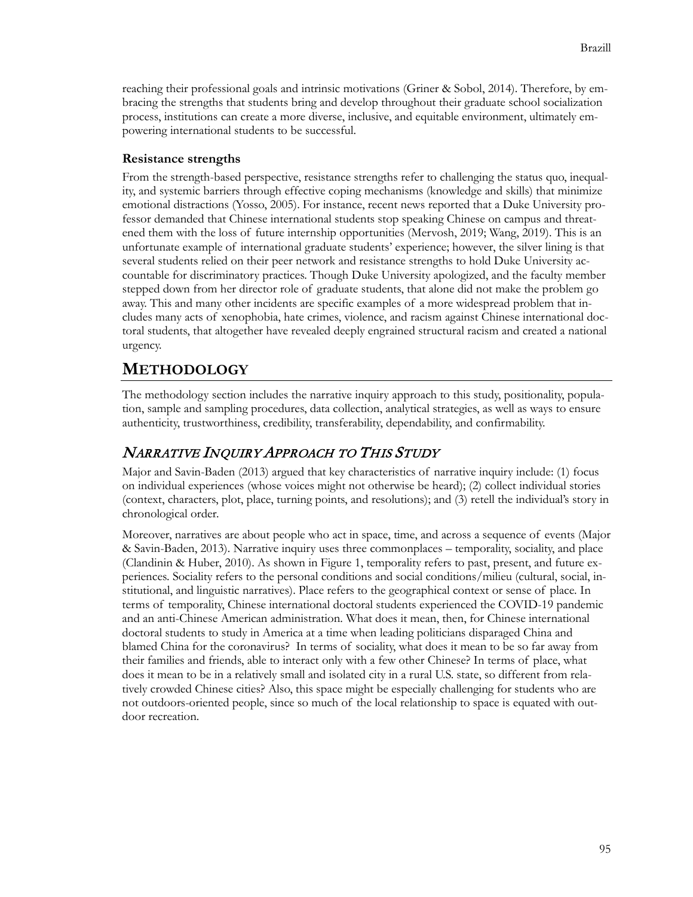reaching their professional goals and intrinsic motivations (Griner & Sobol, 2014). Therefore, by embracing the strengths that students bring and develop throughout their graduate school socialization process, institutions can create a more diverse, inclusive, and equitable environment, ultimately empowering international students to be successful.

### Resistance strengths

From the strength-based perspective, resistance strengths refer to challenging the status quo, inequality, and systemic barriers through effective coping mechanisms (knowledge and skills) that minimize emotional distractions (Yosso, 2005). For instance, recent news reported that a Duke University professor demanded that Chinese international students stop speaking Chinese on campus and threatened them with the loss of future internship opportunities (Mervosh, 2019; Wang, 2019). This is an unfortunate example of international graduate students' experience; however, the silver lining is that several students relied on their peer network and resistance strengths to hold Duke University accountable for discriminatory practices. Though Duke University apologized, and the faculty member stepped down from her director role of graduate students, that alone did not make the problem go away. This and many other incidents are specific examples of a more widespread problem that includes many acts of xenophobia, hate crimes, violence, and racism against Chinese international doctoral students, that altogether have revealed deeply engrained structural racism and created a national urgency.

# METHODOLOGY

The methodology section includes the narrative inquiry approach to this study, positionality, population, sample and sampling procedures, data collection, analytical strategies, as well as ways to ensure authenticity, trustworthiness, credibility, transferability, dependability, and confirmability.

## *NARRATIVE INQUIRY APPROACH TO THIS STUDY*

Major and Savin-Baden (2013) argued that key characteristics of narrative inquiry include: (1) focus on individual experiences (whose voices might not otherwise be heard); (2) collect individual stories (context, characters, plot, place, turning points, and resolutions); and (3) retell the individual's story in chronological order.

Moreover, narratives are about people who act in space, time, and across a sequence of events (Major & Savin-Baden, 2013). Narrative inquiry uses three commonplaces – temporality, sociality, and place (Clandinin & Huber, 2010). As shown in Figure 1, temporality refers to past, present, and future experiences. Sociality refers to the personal conditions and social conditions/milieu (cultural, social, institutional, and linguistic narratives). Place refers to the geographical context or sense of place. In terms of temporality, Chinese international doctoral students experienced the COVID-19 pandemic and an anti-Chinese American administration. What does it mean, then, for Chinese international doctoral students to study in America at a time when leading politicians disparaged China and blamed China for the coronavirus? In terms of sociality, what does it mean to be so far away from their families and friends, able to interact only with a few other Chinese? In terms of place, what does it mean to be in a relatively small and isolated city in a rural U.S. state, so different from relatively crowded Chinese cities? Also, this space might be especially challenging for students who are not outdoors-oriented people, since so much of the local relationship to space is equated with outdoor recreation.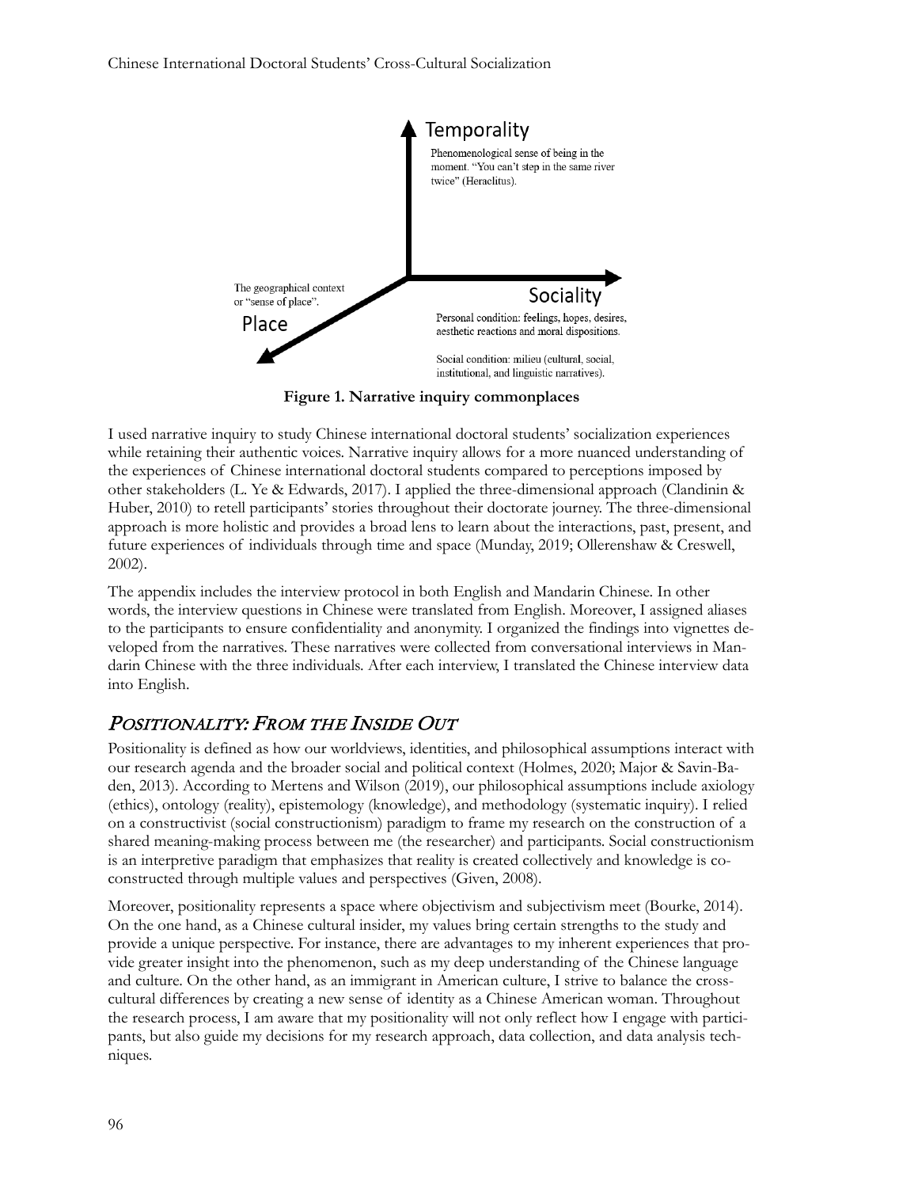Temporality

Phenomenological sense of being in the moment. "You can't step in the same river twice" (Heraclitus).

The geographical context or "sense of place".

Place

Sociality

Personal condition: feelings, hopes, desires, aesthetic reactions and moral dispositions.

Social condition: milieu (cultural, social, institutional, and linguistic narratives).

**Figure 1. Narrative inquiry commonplaces**

I used narrative inquiry to study Chinese international doctoral students' socialization experiences while retaining their authentic voices. Narrative inquiry allows for a more nuanced understanding of the experiences of Chinese international doctoral students compared to perceptions imposed by other stakeholders (L. Ye & Edwards, 2017). I applied the three-dimensional approach (Clandinin & Huber, 2010) to retell participants' stories throughout their doctorate journey. The three-dimensional approach is more holistic and provides a broad lens to learn about the interactions, past, present, and future experiences of individuals through time and space (Munday, 2019; Ollerenshaw & Creswell, 2002).

The appendix includes the interview protocol in both English and Mandarin Chinese. In other words, the interview questions in Chinese were translated from English. Moreover, I assigned aliases to the participants to ensure confidentiality and anonymity. I organized the findings into vignettes developed from the narratives. These narratives were collected from conversational interviews in Mandarin Chinese with the three individuals. After each interview, I translated the Chinese interview data into English.

## *Positionality: From the Inside Out*

Positionality is defined as how our worldviews, identities, and philosophical assumptions interact with our research agenda and the broader social and political context (Holmes, 2020; Major & Savin-Baden, 2013). According to Mertens and Wilson (2019), our philosophical assumptions include axiology (ethics), ontology (reality), epistemology (knowledge), and methodology (systematic inquiry). I relied on a constructivist (social constructionism) paradigm to frame my research on the construction of a shared meaning-making process between me (the researcher) and participants. Social constructionism is an interpretive paradigm that emphasizes that reality is created collectively and knowledge is co-constructed through multiple values and perspectives (Given, 2008).

Moreover, positionality represents a space where objectivism and subjectivism meet (Bourke, 2014). On the one hand, as a Chinese cultural insider, my values bring certain strengths to the study and provide a unique perspective. For instance, there are advantages to my inherent experiences that provide greater insight into the phenomenon, such as my deep understanding of the Chinese language and culture. On the other hand, as an immigrant in American culture, I strive to balance the cross-cultural differences by creating a new sense of identity as a Chinese American woman. Throughout the research process, I am aware that my positionality will not only reflect how I engage with participants, but also guide my decisions for my research approach, data collection, and data analysis techniques.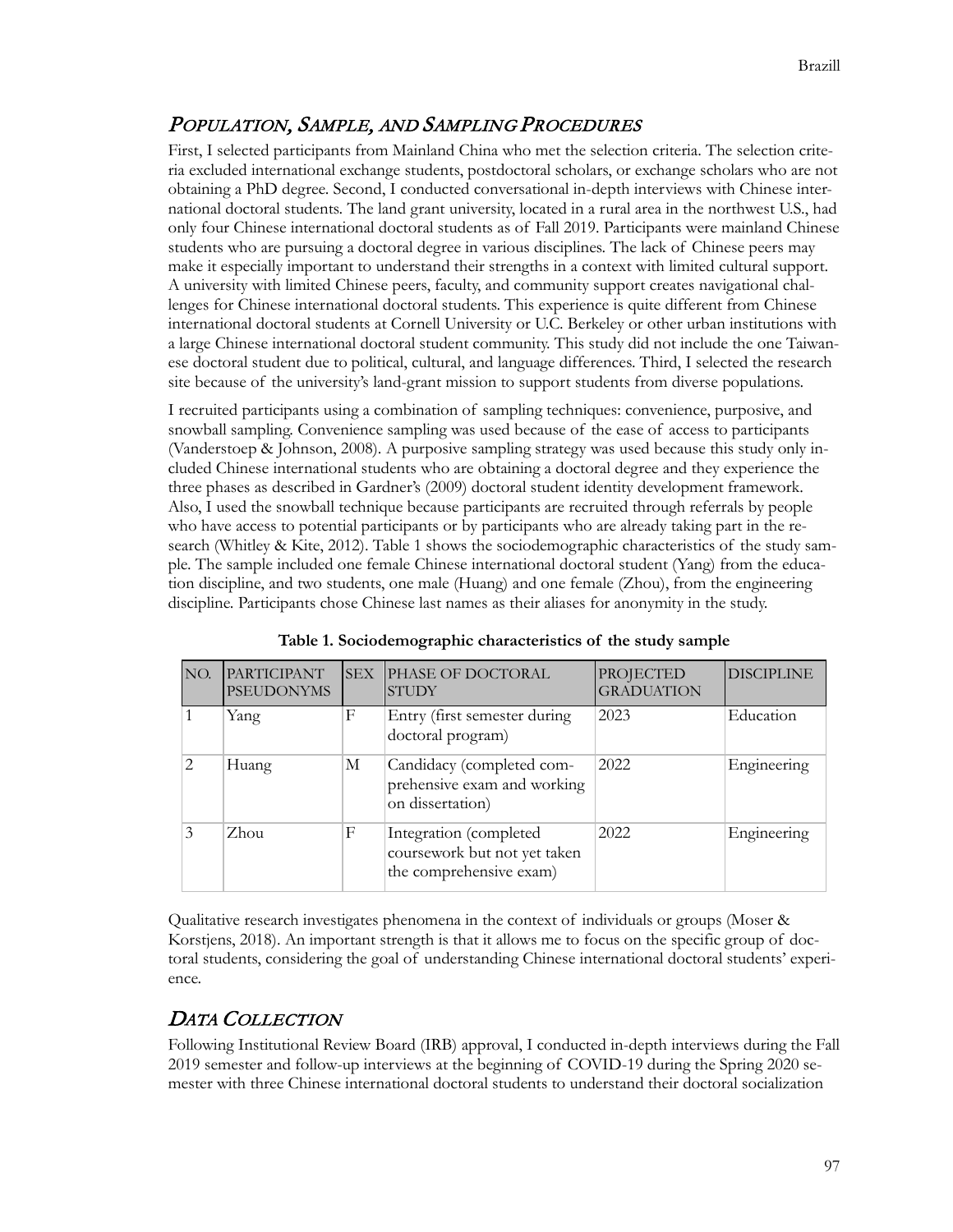## *Population, Sample, and Sampling Procedures*

First, I selected participants from Mainland China who met the selection criteria. The selection criteria excluded international exchange students, postdoctoral scholars, or exchange scholars who are not obtaining a PhD degree. Second, I conducted conversational in-depth interviews with Chinese international doctoral students. The land grant university, located in a rural area in the northwest U.S., had only four Chinese international doctoral students as of Fall 2019. Participants were mainland Chinese students who are pursuing a doctoral degree in various disciplines. The lack of Chinese peers may make it especially important to understand their strengths in a context with limited cultural support. A university with limited Chinese peers, faculty, and community support creates navigational challenges for Chinese international doctoral students. This experience is quite different from Chinese international doctoral students at Cornell University or U.C. Berkeley or other urban institutions with a large Chinese international doctoral student community. This study did not include the one Taiwanese doctoral student due to political, cultural, and language differences. Third, I selected the research site because of the university's land-grant mission to support students from diverse populations.

I recruited participants using a combination of sampling techniques: convenience, purposive, and snowball sampling. Convenience sampling was used because of the ease of access to participants (Vanderstoep & Johnson, 2008). A purposive sampling strategy was used because this study only included Chinese international students who are obtaining a doctoral degree and they experience the three phases as described in Gardner's (2009) doctoral student identity development framework. Also, I used the snowball technique because participants are recruited through referrals by people who have access to potential participants or by participants who are already taking part in the research (Whitley & Kite, 2012). Table 1 shows the sociodemographic characteristics of the study sample. The sample included one female Chinese international doctoral student (Yang) from the education discipline, and two students, one male (Huang) and one female (Zhou), from the engineering discipline. Participants chose Chinese last names as their aliases for anonymity in the study.

**Table 1. Sociodemographic characteristics of the study sample**

| NO. | PARTICIPANT PSEUDONYMS | SEX | PHASE OF DOCTORAL STUDY | PROJECTED GRADUATION | DISCIPLINE |
|---|---|---|---|---|---|
| 1 | Yang | F | Entry (first semester during doctoral program) | 2023 | Education |
| 2 | Huang | M | Candidacy (completed comprehensive exam and working on dissertation) | 2022 | Engineering |
| 3 | Zhou | F | Integration (completed coursework but not yet taken the comprehensive exam) | 2022 | Engineering |

Qualitative research investigates phenomena in the context of individuals or groups (Moser & Korstjens, 2018). An important strength is that it allows me to focus on the specific group of doctoral students, considering the goal of understanding Chinese international doctoral students' experience.

## *Data Collection*

Following Institutional Review Board (IRB) approval, I conducted in-depth interviews during the Fall 2019 semester and follow-up interviews at the beginning of COVID-19 during the Spring 2020 semester with three Chinese international doctoral students to understand their doctoral socialization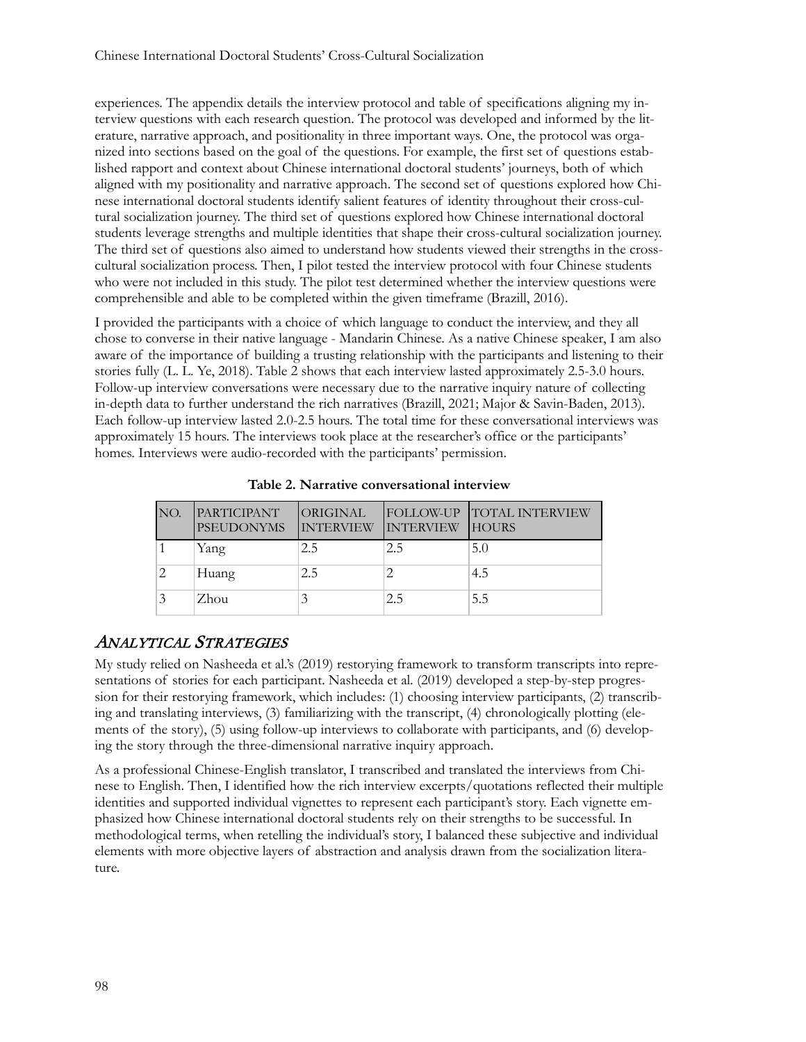experiences. The appendix details the interview protocol and table of specifications aligning my interview questions with each research question. The protocol was developed and informed by the literature, narrative approach, and positionality in three important ways. One, the protocol was organized into sections based on the goal of the questions. For example, the first set of questions established rapport and context about Chinese international doctoral students' journeys, both of which aligned with my positionality and narrative approach. The second set of questions explored how Chinese international doctoral students identify salient features of identity throughout their cross-cultural socialization journey. The third set of questions explored how Chinese international doctoral students leverage strengths and multiple identities that shape their cross-cultural socialization journey. The third set of questions also aimed to understand how students viewed their strengths in the cross-cultural socialization process. Then, I pilot tested the interview protocol with four Chinese students who were not included in this study. The pilot test determined whether the interview questions were comprehensible and able to be completed within the given timeframe (Brazill, 2016).

I provided the participants with a choice of which language to conduct the interview, and they all chose to converse in their native language - Mandarin Chinese. As a native Chinese speaker, I am also aware of the importance of building a trusting relationship with the participants and listening to their stories fully (L. L. Ye, 2018). Table 2 shows that each interview lasted approximately 2.5-3.0 hours. Follow-up interview conversations were necessary due to the narrative inquiry nature of collecting in-depth data to further understand the rich narratives (Brazill, 2021; Major & Savin-Baden, 2013). Each follow-up interview lasted 2.0-2.5 hours. The total time for these conversational interviews was approximately 15 hours. The interviews took place at the researcher's office or the participants' homes. Interviews were audio-recorded with the participants' permission.

**Table 2. Narrative conversational interview**

| NO. | PARTICIPANT PSEUDONYMS | ORIGINAL INTERVIEW | FOLLOW-UP INTERVIEW | TOTAL INTERVIEW HOURS |
|---|---|---|---|---|
| 1 | Yang | 2.5 | 2.5 | 5.0 |
| 2 | Huang | 2.5 | 2 | 4.5 |
| 3 | Zhou | 3 | 2.5 | 5.5 |

## *Analytical Strategies*

My study relied on Nasheeda et al.'s (2019) restorying framework to transform transcripts into representations of stories for each participant. Nasheeda et al. (2019) developed a step-by-step progression for their restorying framework, which includes: (1) choosing interview participants, (2) transcribing and translating interviews, (3) familiarizing with the transcript, (4) chronologically plotting (elements of the story), (5) using follow-up interviews to collaborate with participants, and (6) developing the story through the three-dimensional narrative inquiry approach.

As a professional Chinese-English translator, I transcribed and translated the interviews from Chinese to English. Then, I identified how the rich interview excerpts/quotations reflected their multiple identities and supported individual vignettes to represent each participant's story. Each vignette emphasized how Chinese international doctoral students rely on their strengths to be successful. In methodological terms, when retelling the individual's story, I balanced these subjective and individual elements with more objective layers of abstraction and analysis drawn from the socialization literature.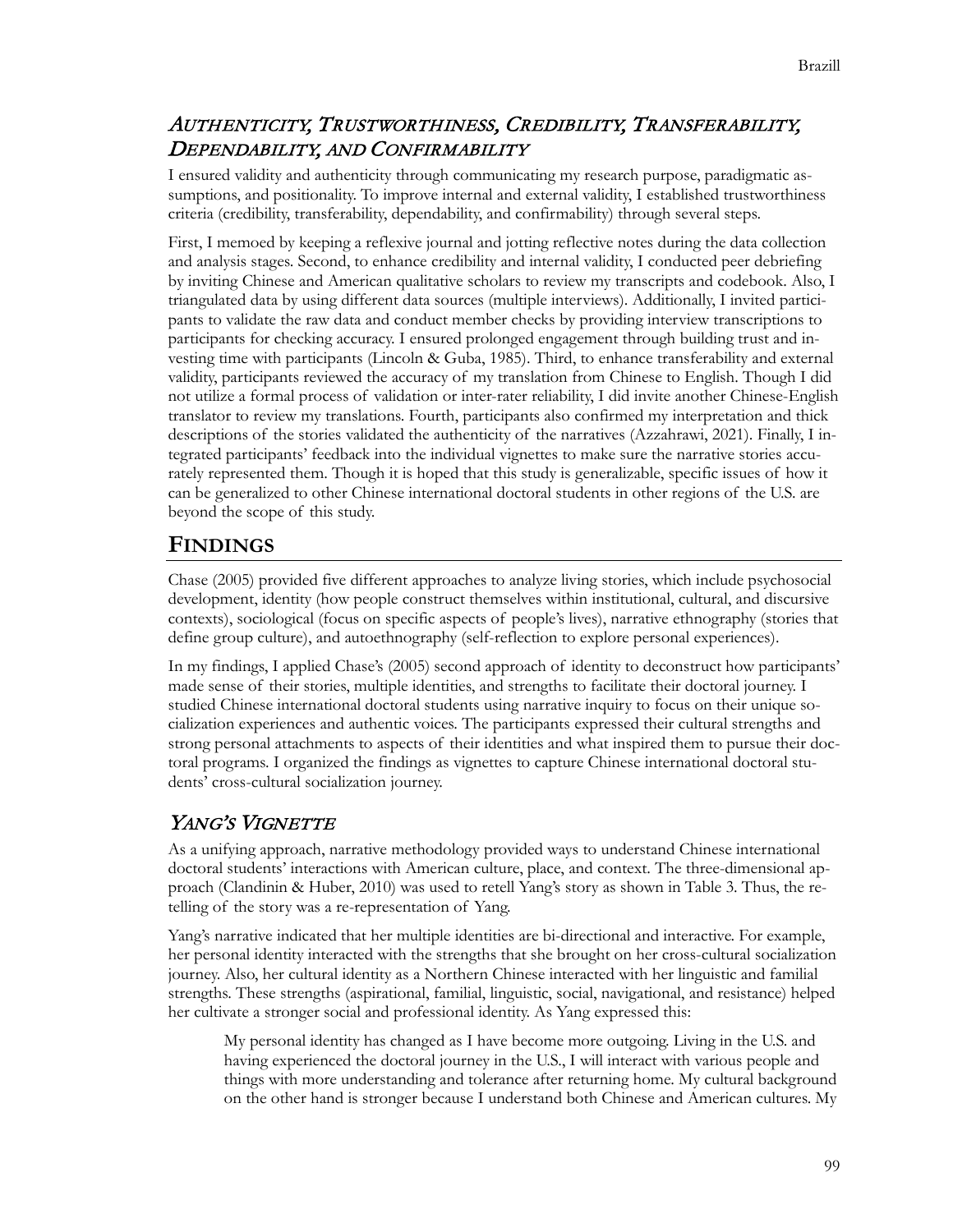### *Authenticity, Trustworthiness, Credibility, Transferability, Dependability, and Confirmability*

I ensured validity and authenticity through communicating my research purpose, paradigmatic assumptions, and positionality. To improve internal and external validity, I established trustworthiness criteria (credibility, transferability, dependability, and confirmability) through several steps.

First, I memoed by keeping a reflexive journal and jotting reflective notes during the data collection and analysis stages. Second, to enhance credibility and internal validity, I conducted peer debriefing by inviting Chinese and American qualitative scholars to review my transcripts and codebook. Also, I triangulated data by using different data sources (multiple interviews). Additionally, I invited participants to validate the raw data and conduct member checks by providing interview transcriptions to participants for checking accuracy. I ensured prolonged engagement through building trust and investing time with participants (Lincoln & Guba, 1985). Third, to enhance transferability and external validity, participants reviewed the accuracy of my translation from Chinese to English. Though I did not utilize a formal process of validation or inter-rater reliability, I did invite another Chinese-English translator to review my translations. Fourth, participants also confirmed my interpretation and thick descriptions of the stories validated the authenticity of the narratives (Azzahrawi, 2021). Finally, I integrated participants' feedback into the individual vignettes to make sure the narrative stories accurately represented them. Though it is hoped that this study is generalizable, specific issues of how it can be generalized to other Chinese international doctoral students in other regions of the U.S. are beyond the scope of this study.

## Findings

Chase (2005) provided five different approaches to analyze living stories, which include psychosocial development, identity (how people construct themselves within institutional, cultural, and discursive contexts), sociological (focus on specific aspects of people's lives), narrative ethnography (stories that define group culture), and autoethnography (self-reflection to explore personal experiences).

In my findings, I applied Chase's (2005) second approach of identity to deconstruct how participants' made sense of their stories, multiple identities, and strengths to facilitate their doctoral journey. I studied Chinese international doctoral students using narrative inquiry to focus on their unique socialization experiences and authentic voices. The participants expressed their cultural strengths and strong personal attachments to aspects of their identities and what inspired them to pursue their doctoral programs. I organized the findings as vignettes to capture Chinese international doctoral students' cross-cultural socialization journey.

### *Yang's Vignette*

As a unifying approach, narrative methodology provided ways to understand Chinese international doctoral students' interactions with American culture, place, and context. The three-dimensional approach (Clandinin & Huber, 2010) was used to retell Yang's story as shown in Table 3. Thus, the retelling of the story was a re-representation of Yang.

Yang's narrative indicated that her multiple identities are bi-directional and interactive. For example, her personal identity interacted with the strengths that she brought on her cross-cultural socialization journey. Also, her cultural identity as a Northern Chinese interacted with her linguistic and familial strengths. These strengths (aspirational, familial, linguistic, social, navigational, and resistance) helped her cultivate a stronger social and professional identity. As Yang expressed this:

> My personal identity has changed as I have become more outgoing. Living in the U.S. and having experienced the doctoral journey in the U.S., I will interact with various people and things with more understanding and tolerance after returning home. My cultural background on the other hand is stronger because I understand both Chinese and American cultures. My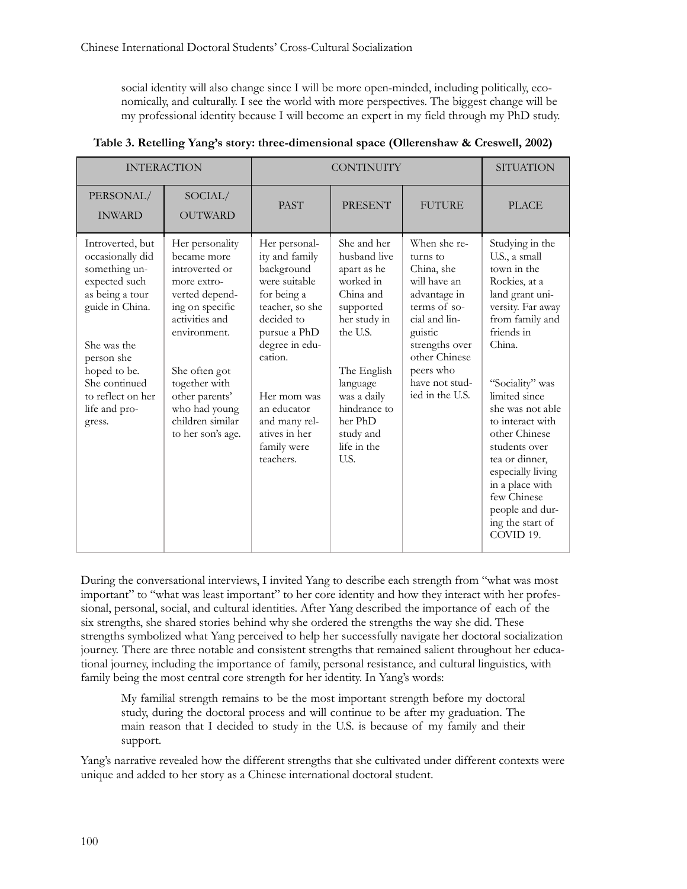social identity will also change since I will be more open-minded, including politically, economically, and culturally. I see the world with more perspectives. The biggest change will be my professional identity because I will become an expert in my field through my PhD study.

**Table 3. Retelling Yang's story: three-dimensional space (Ollerenshaw & Creswell, 2002)**

| INTERACTION | | CONTINUITY | | | SITUATION |
|---|---|---|---|---|---|
| PERSONAL/ INWARD | SOCIAL/ OUTWARD | PAST | PRESENT | FUTURE | PLACE |
| Introverted, but occasionally did something unexpected such as being a tour guide in China.<br><br>She was the person she hoped to be. She continued to reflect on her life and progress. | Her personality became more introverted or more extroverted depending on specific activities and environment.<br><br>She often got together with other parents' who had young children similar to her son's age. | Her personality and family background were suitable for being a teacher, so she decided to pursue a PhD degree in education.<br><br>Her mom was an educator and many relatives in her family were teachers. | She and her husband live apart as he worked in China and supported her study in the U.S.<br><br>The English language was a daily hindrance to her PhD study and life in the U.S. | When she returns to China, she will have an advantage in terms of social and linguistic strengths over other Chinese peers who have not studied in the U.S. | Studying in the U.S., a small town in the Rockies, at a land grant university. Far away from family and friends in China.<br><br>"Sociality" was limited since she was not able to interact with other Chinese students over tea or dinner, especially living in a place with few Chinese people and during the start of COVID 19. |

During the conversational interviews, I invited Yang to describe each strength from "what was most important" to "what was least important" to her core identity and how they interact with her professional, personal, social, and cultural identities. After Yang described the importance of each of the six strengths, she shared stories behind why she ordered the strengths the way she did. These strengths symbolized what Yang perceived to help her successfully navigate her doctoral socialization journey. There are three notable and consistent strengths that remained salient throughout her educational journey, including the importance of family, personal resistance, and cultural linguistics, with family being the most central core strength for her identity. In Yang's words:

> My familial strength remains to be the most important strength before my doctoral study, during the doctoral process and will continue to be after my graduation. The main reason that I decided to study in the U.S. is because of my family and their support.

Yang's narrative revealed how the different strengths that she cultivated under different contexts were unique and added to her story as a Chinese international doctoral student.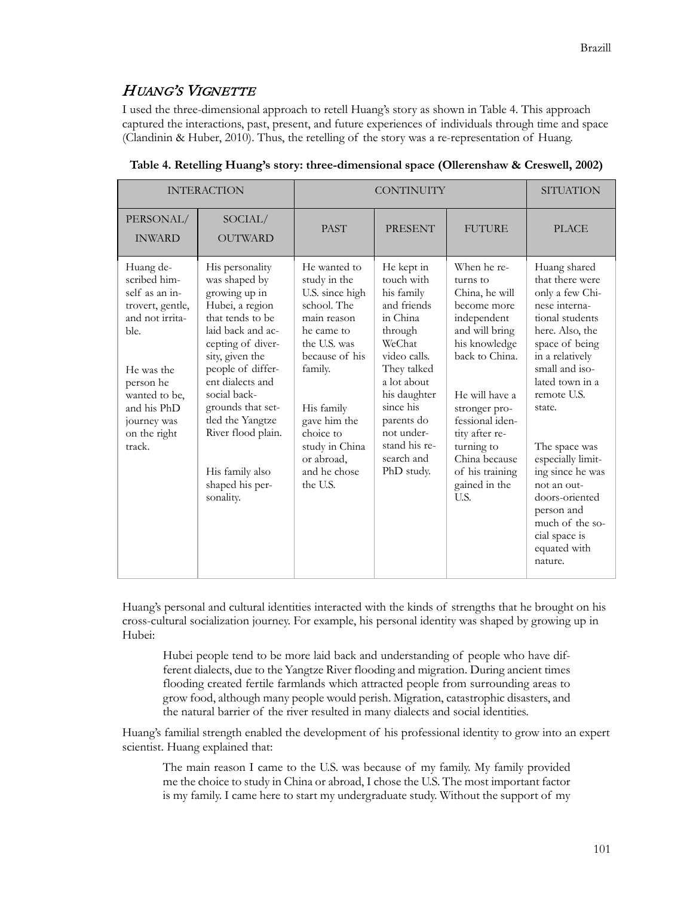## *Huang's Vignette*

I used the three-dimensional approach to retell Huang's story as shown in Table 4. This approach captured the interactions, past, present, and future experiences of individuals through time and space (Clandinin & Huber, 2010). Thus, the retelling of the story was a re-representation of Huang.

**Table 4. Retelling Huang's story: three-dimensional space (Ollerenshaw & Creswell, 2002)**

| INTERACTION | | CONTINUITY | | | SITUATION |
|---|---|---|---|---|---|
| PERSONAL/ INWARD | SOCIAL/ OUTWARD | PAST | PRESENT | FUTURE | PLACE |
| Huang described himself as an introvert, gentle, and not irritable.<br><br>He was the person he wanted to be, and his PhD journey was on the right track. | His personality was shaped by growing up in Hubei, a region that tends to be laid back and accepting of diversity, given the people of different dialects and social backgrounds that settled the Yangtze River flood plain.<br><br>His family also shaped his personality. | He wanted to study in the U.S. since high school. The main reason he came to the U.S. was because of his family.<br><br>His family gave him the choice to study in China or abroad, and he chose the U.S. | He kept in touch with his family and friends in China through WeChat video calls. They talked a lot about his daughter since his parents do not understand his research and PhD study. | When he returns to China, he will become more independent and will bring his knowledge back to China.<br><br>He will have a stronger professional identity after returning to China because of his training gained in the U.S. | Huang shared that there were only a few Chinese international students here. Also, the space of being in a relatively small and isolated town in a remote U.S. state.<br><br>The space was especially limiting since he was not an outdoors-oriented person and much of the social space is equated with nature. |

Huang's personal and cultural identities interacted with the kinds of strengths that he brought on his cross-cultural socialization journey. For example, his personal identity was shaped by growing up in Hubei:

> Hubei people tend to be more laid back and understanding of people who have different dialects, due to the Yangtze River flooding and migration. During ancient times flooding created fertile farmlands which attracted people from surrounding areas to grow food, although many people would perish. Migration, catastrophic disasters, and the natural barrier of the river resulted in many dialects and social identities.

Huang's familial strength enabled the development of his professional identity to grow into an expert scientist. Huang explained that:

> The main reason I came to the U.S. was because of my family. My family provided me the choice to study in China or abroad, I chose the U.S. The most important factor is my family. I came here to start my undergraduate study. Without the support of my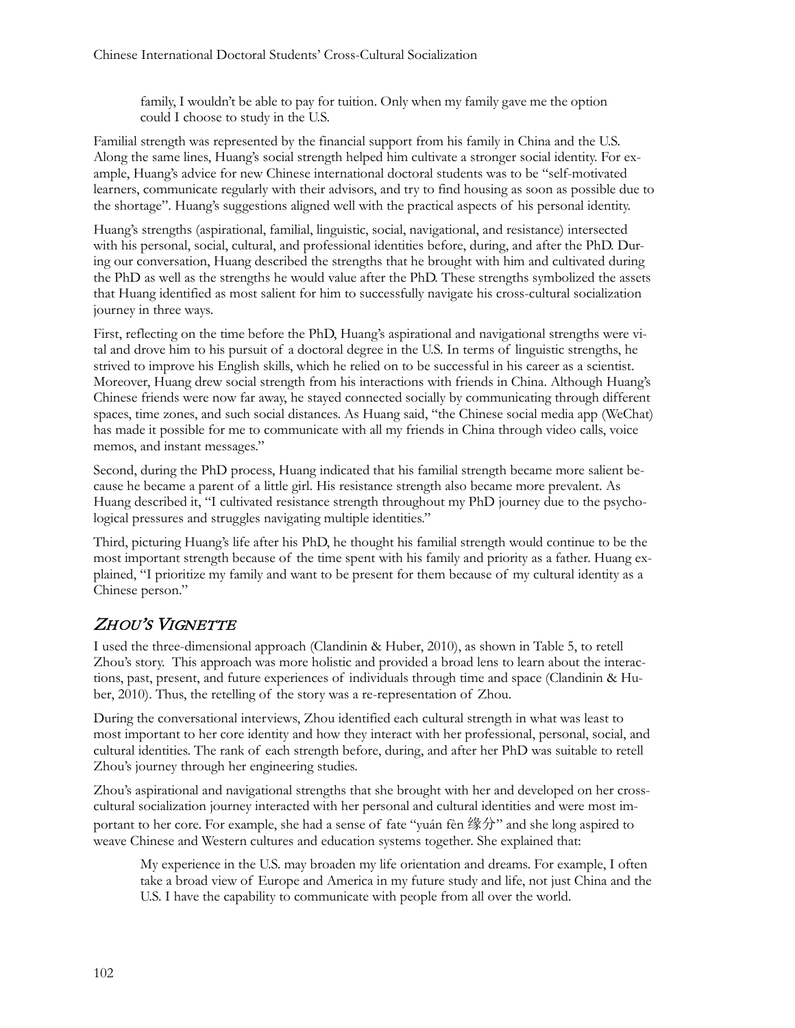family, I wouldn't be able to pay for tuition. Only when my family gave me the option could I choose to study in the U.S.

Familial strength was represented by the financial support from his family in China and the U.S. Along the same lines, Huang's social strength helped him cultivate a stronger social identity. For example, Huang's advice for new Chinese international doctoral students was to be "self-motivated learners, communicate regularly with their advisors, and try to find housing as soon as possible due to the shortage". Huang's suggestions aligned well with the practical aspects of his personal identity.

Huang's strengths (aspirational, familial, linguistic, social, navigational, and resistance) intersected with his personal, social, cultural, and professional identities before, during, and after the PhD. During our conversation, Huang described the strengths that he brought with him and cultivated during the PhD as well as the strengths he would value after the PhD. These strengths symbolized the assets that Huang identified as most salient for him to successfully navigate his cross-cultural socialization journey in three ways.

First, reflecting on the time before the PhD, Huang's aspirational and navigational strengths were vital and drove him to his pursuit of a doctoral degree in the U.S. In terms of linguistic strengths, he strived to improve his English skills, which he relied on to be successful in his career as a scientist. Moreover, Huang drew social strength from his interactions with friends in China. Although Huang's Chinese friends were now far away, he stayed connected socially by communicating through different spaces, time zones, and such social distances. As Huang said, "the Chinese social media app (WeChat) has made it possible for me to communicate with all my friends in China through video calls, voice memos, and instant messages."

Second, during the PhD process, Huang indicated that his familial strength became more salient because he became a parent of a little girl. His resistance strength also became more prevalent. As Huang described it, "I cultivated resistance strength throughout my PhD journey due to the psychological pressures and struggles navigating multiple identities."

Third, picturing Huang's life after his PhD, he thought his familial strength would continue to be the most important strength because of the time spent with his family and priority as a father. Huang explained, "I prioritize my family and want to be present for them because of my cultural identity as a Chinese person."

## *Zhou's Vignette*

I used the three-dimensional approach (Clandinin & Huber, 2010), as shown in Table 5, to retell Zhou's story. This approach was more holistic and provided a broad lens to learn about the interactions, past, present, and future experiences of individuals through time and space (Clandinin & Huber, 2010). Thus, the retelling of the story was a re-representation of Zhou.

During the conversational interviews, Zhou identified each cultural strength in what was least to most important to her core identity and how they interact with her professional, personal, social, and cultural identities. The rank of each strength before, during, and after her PhD was suitable to retell Zhou's journey through her engineering studies.

Zhou's aspirational and navigational strengths that she brought with her and developed on her cross-cultural socialization journey interacted with her personal and cultural identities and were most important to her core. For example, she had a sense of fate "yuán fèn 缘分" and she long aspired to weave Chinese and Western cultures and education systems together. She explained that:

> My experience in the U.S. may broaden my life orientation and dreams. For example, I often take a broad view of Europe and America in my future study and life, not just China and the U.S. I have the capability to communicate with people from all over the world.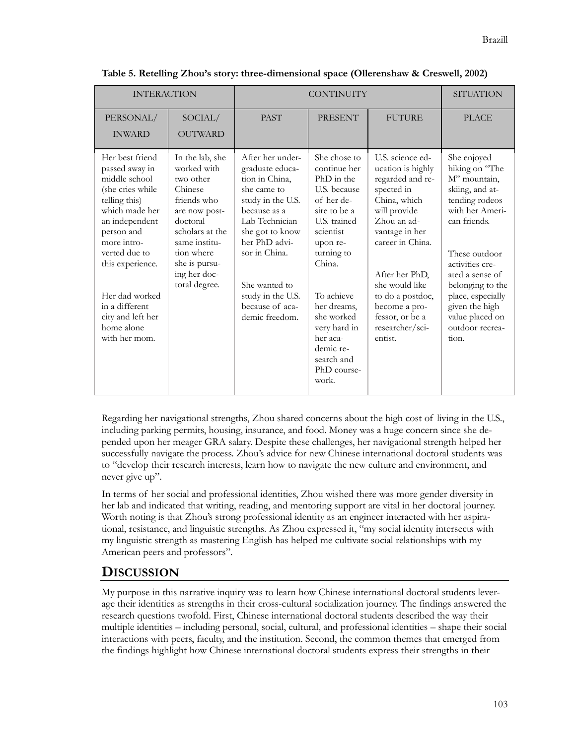**Table 5. Retelling Zhou's story: three-dimensional space (Ollerenshaw & Creswell, 2002)**

| INTERACTION | | CONTINUITY | | | SITUATION |
|---|---|---|---|---|---|
| PERSONAL/ INWARD | SOCIAL/ OUTWARD | PAST | PRESENT | FUTURE | PLACE |
| Her best friend passed away in middle school (she cries while telling this) which made her an independent person and more introverted due to this experience. Her dad worked in a different city and left her home alone with her mom. | In the lab, she worked with two other Chinese friends who are now postdoctoral scholars at the same institution where she is pursuing her doctoral degree. | After her undergraduate education in China, she came to study in the U.S. because as a Lab Technician she got to know her PhD advisor in China. She wanted to study in the U.S. because of academic freedom. | She chose to continue her PhD in the U.S. because of her desire to be a U.S. trained scientist upon returning to China. To achieve her dreams, she worked very hard in her academic research and PhD coursework. | U.S. science education is highly regarded and respected in China, which will provide Zhou an advantage in her career in China. After her PhD, she would like to do a postdoc, become a professor, or be a researcher/scientist. | She enjoyed hiking on "The M" mountain, skiing, and attending rodeos with her American friends. These outdoor activities created a sense of belonging to the place, especially given the high value placed on outdoor recreation. |

Regarding her navigational strengths, Zhou shared concerns about the high cost of living in the U.S., including parking permits, housing, insurance, and food. Money was a huge concern since she depended upon her meager GRA salary. Despite these challenges, her navigational strength helped her successfully navigate the process. Zhou's advice for new Chinese international doctoral students was to "develop their research interests, learn how to navigate the new culture and environment, and never give up".

In terms of her social and professional identities, Zhou wished there was more gender diversity in her lab and indicated that writing, reading, and mentoring support are vital in her doctoral journey. Worth noting is that Zhou's strong professional identity as an engineer interacted with her aspirational, resistance, and linguistic strengths. As Zhou expressed it, "my social identity intersects with my linguistic strength as mastering English has helped me cultivate social relationships with my American peers and professors".

## DISCUSSION

My purpose in this narrative inquiry was to learn how Chinese international doctoral students leverage their identities as strengths in their cross-cultural socialization journey. The findings answered the research questions twofold. First, Chinese international doctoral students described the way their multiple identities – including personal, social, cultural, and professional identities – shape their social interactions with peers, faculty, and the institution. Second, the common themes that emerged from the findings highlight how Chinese international doctoral students express their strengths in their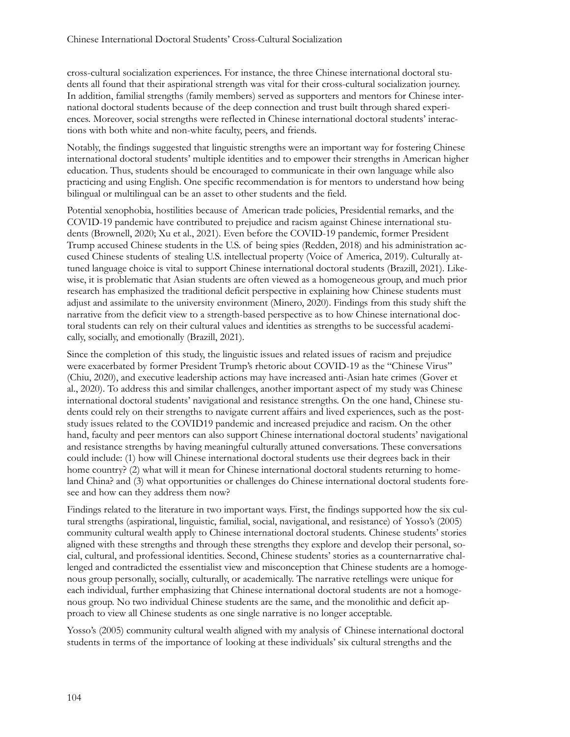cross-cultural socialization experiences. For instance, the three Chinese international doctoral students all found that their aspirational strength was vital for their cross-cultural socialization journey. In addition, familial strengths (family members) served as supporters and mentors for Chinese international doctoral students because of the deep connection and trust built through shared experiences. Moreover, social strengths were reflected in Chinese international doctoral students' interactions with both white and non-white faculty, peers, and friends.

Notably, the findings suggested that linguistic strengths were an important way for fostering Chinese international doctoral students' multiple identities and to empower their strengths in American higher education. Thus, students should be encouraged to communicate in their own language while also practicing and using English. One specific recommendation is for mentors to understand how being bilingual or multilingual can be an asset to other students and the field.

Potential xenophobia, hostilities because of American trade policies, Presidential remarks, and the COVID-19 pandemic have contributed to prejudice and racism against Chinese international students (Brownell, 2020; Xu et al., 2021). Even before the COVID-19 pandemic, former President Trump accused Chinese students in the U.S. of being spies (Redden, 2018) and his administration accused Chinese students of stealing U.S. intellectual property (Voice of America, 2019). Culturally attuned language choice is vital to support Chinese international doctoral students (Brazill, 2021). Likewise, it is problematic that Asian students are often viewed as a homogeneous group, and much prior research has emphasized the traditional deficit perspective in explaining how Chinese students must adjust and assimilate to the university environment (Minero, 2020). Findings from this study shift the narrative from the deficit view to a strength-based perspective as to how Chinese international doctoral students can rely on their cultural values and identities as strengths to be successful academically, socially, and emotionally (Brazill, 2021).

Since the completion of this study, the linguistic issues and related issues of racism and prejudice were exacerbated by former President Trump's rhetoric about COVID-19 as the "Chinese Virus" (Chiu, 2020), and executive leadership actions may have increased anti-Asian hate crimes (Gover et al., 2020). To address this and similar challenges, another important aspect of my study was Chinese international doctoral students' navigational and resistance strengths. On the one hand, Chinese students could rely on their strengths to navigate current affairs and lived experiences, such as the post-study issues related to the COVID19 pandemic and increased prejudice and racism. On the other hand, faculty and peer mentors can also support Chinese international doctoral students' navigational and resistance strengths by having meaningful culturally attuned conversations. These conversations could include: (1) how will Chinese international doctoral students use their degrees back in their home country? (2) what will it mean for Chinese international doctoral students returning to homeland China? and (3) what opportunities or challenges do Chinese international doctoral students foresee and how can they address them now?

Findings related to the literature in two important ways. First, the findings supported how the six cultural strengths (aspirational, linguistic, familial, social, navigational, and resistance) of Yosso's (2005) community cultural wealth apply to Chinese international doctoral students. Chinese students' stories aligned with these strengths and through these strengths they explore and develop their personal, social, cultural, and professional identities. Second, Chinese students' stories as a counternarrative challenged and contradicted the essentialist view and misconception that Chinese students are a homogenous group personally, socially, culturally, or academically. The narrative retellings were unique for each individual, further emphasizing that Chinese international doctoral students are not a homogenous group. No two individual Chinese students are the same, and the monolithic and deficit approach to view all Chinese students as one single narrative is no longer acceptable.

Yosso's (2005) community cultural wealth aligned with my analysis of Chinese international doctoral students in terms of the importance of looking at these individuals' six cultural strengths and the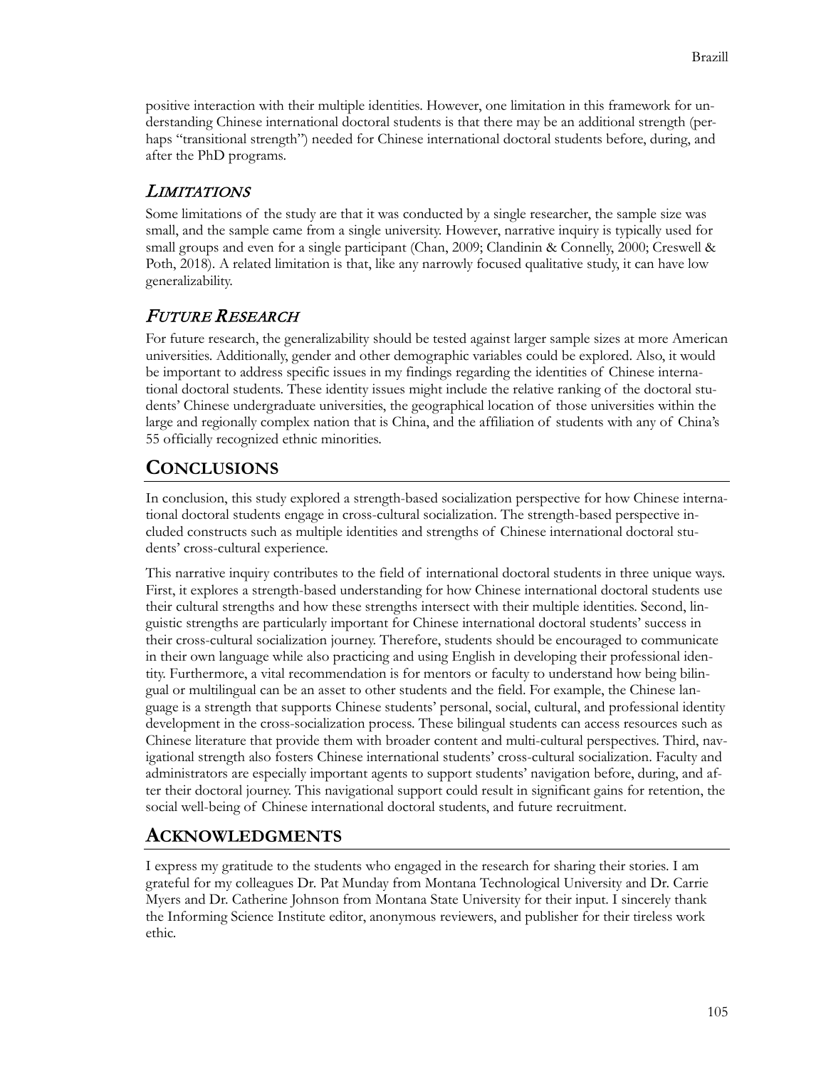positive interaction with their multiple identities. However, one limitation in this framework for understanding Chinese international doctoral students is that there may be an additional strength (perhaps "transitional strength") needed for Chinese international doctoral students before, during, and after the PhD programs.

### *Limitations*

Some limitations of the study are that it was conducted by a single researcher, the sample size was small, and the sample came from a single university. However, narrative inquiry is typically used for small groups and even for a single participant (Chan, 2009; Clandinin & Connelly, 2000; Creswell & Poth, 2018). A related limitation is that, like any narrowly focused qualitative study, it can have low generalizability.

### *Future Research*

For future research, the generalizability should be tested against larger sample sizes at more American universities. Additionally, gender and other demographic variables could be explored. Also, it would be important to address specific issues in my findings regarding the identities of Chinese international doctoral students. These identity issues might include the relative ranking of the doctoral students' Chinese undergraduate universities, the geographical location of those universities within the large and regionally complex nation that is China, and the affiliation of students with any of China's 55 officially recognized ethnic minorities.

## Conclusions

In conclusion, this study explored a strength-based socialization perspective for how Chinese international doctoral students engage in cross-cultural socialization. The strength-based perspective included constructs such as multiple identities and strengths of Chinese international doctoral students' cross-cultural experience.

This narrative inquiry contributes to the field of international doctoral students in three unique ways. First, it explores a strength-based understanding for how Chinese international doctoral students use their cultural strengths and how these strengths intersect with their multiple identities. Second, linguistic strengths are particularly important for Chinese international doctoral students' success in their cross-cultural socialization journey. Therefore, students should be encouraged to communicate in their own language while also practicing and using English in developing their professional identity. Furthermore, a vital recommendation is for mentors or faculty to understand how being bilingual or multilingual can be an asset to other students and the field. For example, the Chinese language is a strength that supports Chinese students' personal, social, cultural, and professional identity development in the cross-socialization process. These bilingual students can access resources such as Chinese literature that provide them with broader content and multi-cultural perspectives. Third, navigational strength also fosters Chinese international students' cross-cultural socialization. Faculty and administrators are especially important agents to support students' navigation before, during, and after their doctoral journey. This navigational support could result in significant gains for retention, the social well-being of Chinese international doctoral students, and future recruitment.

## Acknowledgments

I express my gratitude to the students who engaged in the research for sharing their stories. I am grateful for my colleagues Dr. Pat Munday from Montana Technological University and Dr. Carrie Myers and Dr. Catherine Johnson from Montana State University for their input. I sincerely thank the Informing Science Institute editor, anonymous reviewers, and publisher for their tireless work ethic.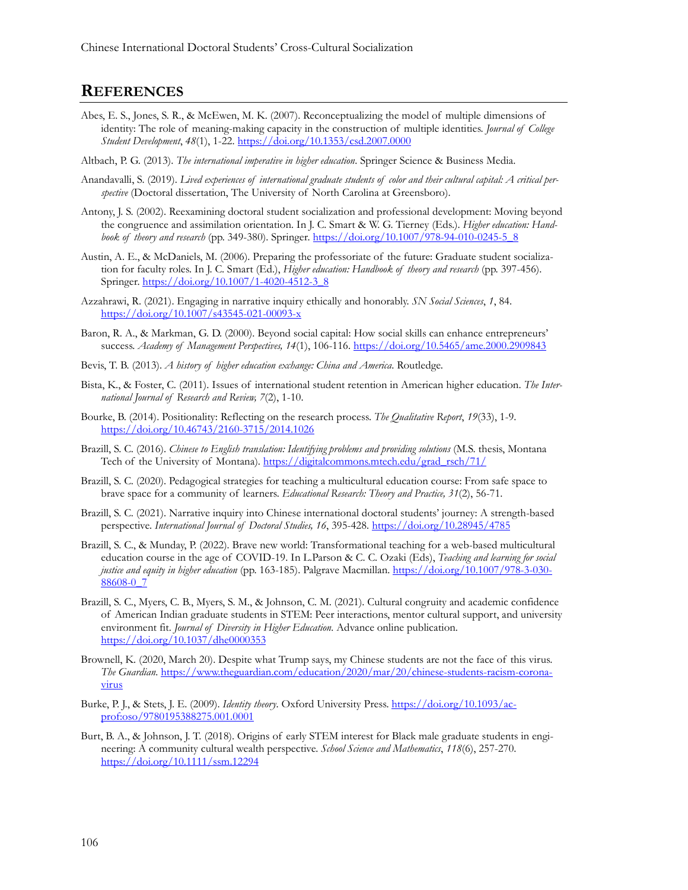## REFERENCES

Abes, E. S., Jones, S. R., & McEwen, M. K. (2007). Reconceptualizing the model of multiple dimensions of identity: The role of meaning-making capacity in the construction of multiple identities. *Journal of College Student Development*, *48*(1), 1-22. https://doi.org/10.1353/csd.2007.0000

Altbach, P. G. (2013). *The international imperative in higher education*. Springer Science & Business Media.

Anandavalli, S. (2019). *Lived experiences of international graduate students of color and their cultural capital: A critical perspective* (Doctoral dissertation, The University of North Carolina at Greensboro).

Antony, J. S. (2002). Reexamining doctoral student socialization and professional development: Moving beyond the congruence and assimilation orientation. In J. C. Smart & W. G. Tierney (Eds.). *Higher education: Handbook of theory and research* (pp. 349-380). Springer. https://doi.org/10.1007/978-94-010-0245-5_8

Austin, A. E., & McDaniels, M. (2006). Preparing the professoriate of the future: Graduate student socialization for faculty roles. In J. C. Smart (Ed.), *Higher education: Handbook of theory and research* (pp. 397-456). Springer. https://doi.org/10.1007/1-4020-4512-3_8

Azzahrawi, R. (2021). Engaging in narrative inquiry ethically and honorably. *SN Social Sciences*, *1*, 84. https://doi.org/10.1007/s43545-021-00093-x

Baron, R. A., & Markman, G. D. (2000). Beyond social capital: How social skills can enhance entrepreneurs' success. *Academy of Management Perspectives, 14*(1), 106-116. https://doi.org/10.5465/ame.2000.2909843

Bevis, T. B. (2013). *A history of higher education exchange: China and America*. Routledge.

Bista, K., & Foster, C. (2011). Issues of international student retention in American higher education. *The International Journal of Research and Review, 7*(2), 1-10.

Bourke, B. (2014). Positionality: Reflecting on the research process. *The Qualitative Report*, *19*(33), 1-9. https://doi.org/10.46743/2160-3715/2014.1026

Brazill, S. C. (2016). *Chinese to English translation: Identifying problems and providing solutions* (M.S. thesis, Montana Tech of the University of Montana). https://digitalcommons.mtech.edu/grad_rsch/71/

Brazill, S. C. (2020). Pedagogical strategies for teaching a multicultural education course: From safe space to brave space for a community of learners. *Educational Research: Theory and Practice, 31*(2), 56-71.

Brazill, S. C. (2021). Narrative inquiry into Chinese international doctoral students' journey: A strength-based perspective. *International Journal of Doctoral Studies, 16*, 395-428. https://doi.org/10.28945/4785

Brazill, S. C., & Munday, P. (2022). Brave new world: Transformational teaching for a web-based multicultural education course in the age of COVID-19. In L.Parson & C. C. Ozaki (Eds), *Teaching and learning for social justice and equity in higher education* (pp. 163-185). Palgrave Macmillan. https://doi.org/10.1007/978-3-030-88608-0_7

Brazill, S. C., Myers, C. B., Myers, S. M., & Johnson, C. M. (2021). Cultural congruity and academic confidence of American Indian graduate students in STEM: Peer interactions, mentor cultural support, and university environment fit. *Journal of Diversity in Higher Education*. Advance online publication. https://doi.org/10.1037/dhe0000353

Brownell, K. (2020, March 20). Despite what Trump says, my Chinese students are not the face of this virus. *The Guardian*. https://www.theguardian.com/education/2020/mar/20/chinese-students-racism-coronavirus

Burke, P. J., & Stets, J. E. (2009). *Identity theory*. Oxford University Press. https://doi.org/10.1093/acprof:oso/9780195388275.001.0001

Burt, B. A., & Johnson, J. T. (2018). Origins of early STEM interest for Black male graduate students in engineering: A community cultural wealth perspective. *School Science and Mathematics*, *118*(6), 257-270. https://doi.org/10.1111/ssm.12294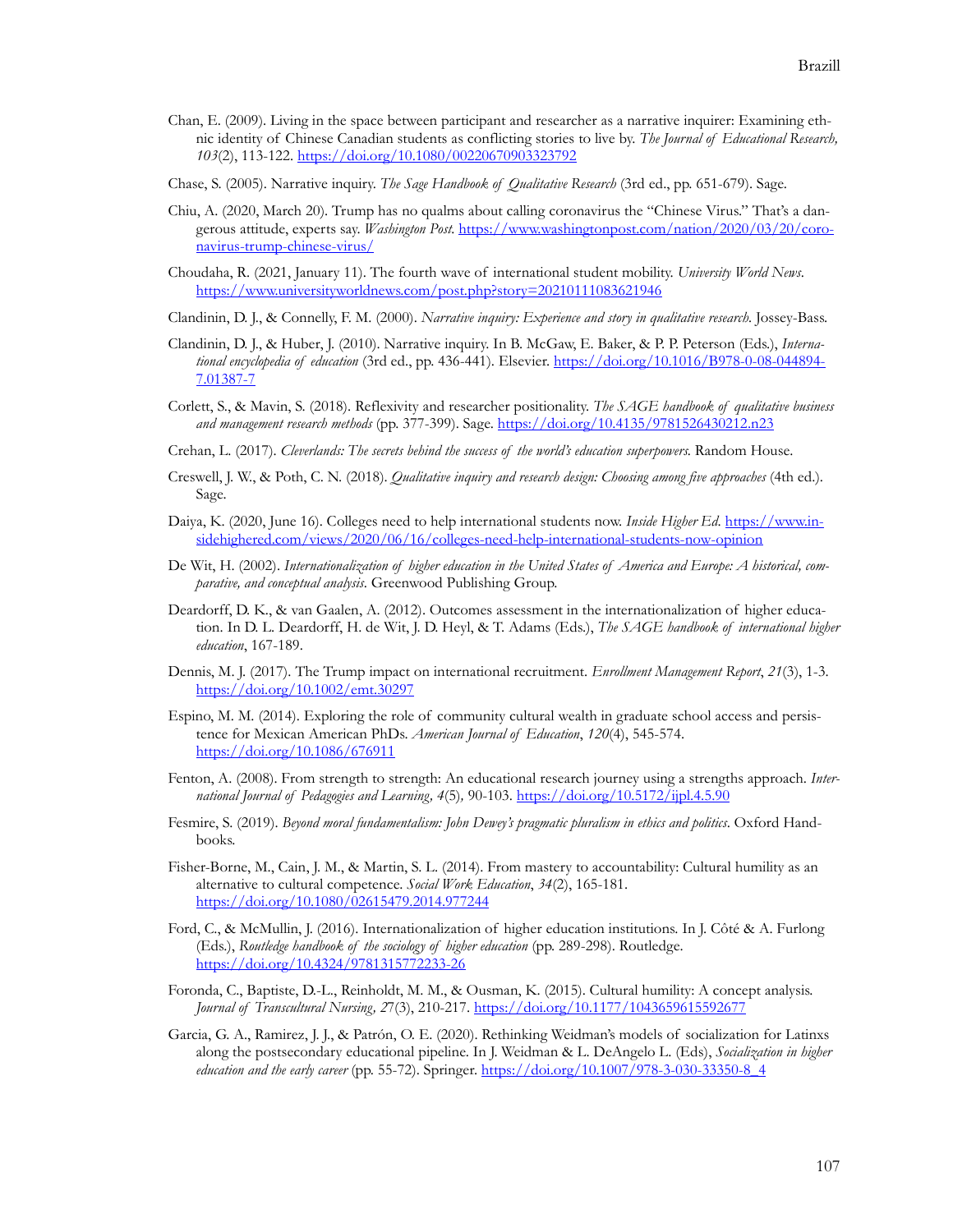Chan, E. (2009). Living in the space between participant and researcher as a narrative inquirer: Examining ethnic identity of Chinese Canadian students as conflicting stories to live by. *The Journal of Educational Research, 103*(2), 113-122. https://doi.org/10.1080/00220670903323792

Chase, S. (2005). Narrative inquiry. *The Sage Handbook of Qualitative Research* (3rd ed., pp. 651-679). Sage.

Chiu, A. (2020, March 20). Trump has no qualms about calling coronavirus the "Chinese Virus." That's a dangerous attitude, experts say. *Washington Post*. https://www.washingtonpost.com/nation/2020/03/20/coronavirus-trump-chinese-virus/

Choudaha, R. (2021, January 11). The fourth wave of international student mobility. *University World News*. https://www.universityworldnews.com/post.php?story=20210111083621946

Clandinin, D. J., & Connelly, F. M. (2000). *Narrative inquiry: Experience and story in qualitative research*. Jossey-Bass.

Clandinin, D. J., & Huber, J. (2010). Narrative inquiry. In B. McGaw, E. Baker, & P. P. Peterson (Eds.), *International encyclopedia of education* (3rd ed., pp. 436-441). Elsevier. https://doi.org/10.1016/B978-0-08-044894-7.01387-7

Corlett, S., & Mavin, S. (2018). Reflexivity and researcher positionality. *The SAGE handbook of qualitative business and management research methods* (pp. 377-399). Sage. https://doi.org/10.4135/9781526430212.n23

Crehan, L. (2017). *Cleverlands: The secrets behind the success of the world's education superpowers*. Random House.

Creswell, J. W., & Poth, C. N. (2018). *Qualitative inquiry and research design: Choosing among five approaches* (4th ed.). Sage.

Daiya, K. (2020, June 16). Colleges need to help international students now. *Inside Higher Ed*. https://www.insidehighered.com/views/2020/06/16/colleges-need-help-international-students-now-opinion

De Wit, H. (2002). *Internationalization of higher education in the United States of America and Europe: A historical, comparative, and conceptual analysis*. Greenwood Publishing Group.

Deardorff, D. K., & van Gaalen, A. (2012). Outcomes assessment in the internationalization of higher education. In D. L. Deardorff, H. de Wit, J. D. Heyl, & T. Adams (Eds.), *The SAGE handbook of international higher education*, 167-189.

Dennis, M. J. (2017). The Trump impact on international recruitment. *Enrollment Management Report*, *21*(3), 1-3. https://doi.org/10.1002/emt.30297

Espino, M. M. (2014). Exploring the role of community cultural wealth in graduate school access and persistence for Mexican American PhDs. *American Journal of Education*, *120*(4), 545-574. https://doi.org/10.1086/676911

Fenton, A. (2008). From strength to strength: An educational research journey using a strengths approach. *International Journal of Pedagogies and Learning, 4*(5)*,* 90-103. https://doi.org/10.5172/ijpl.4.5.90

Fesmire, S. (2019). *Beyond moral fundamentalism: John Dewey's pragmatic pluralism in ethics and politics*. Oxford Handbooks.

Fisher-Borne, M., Cain, J. M., & Martin, S. L. (2014). From mastery to accountability: Cultural humility as an alternative to cultural competence. *Social Work Education*, *34*(2), 165-181. https://doi.org/10.1080/02615479.2014.977244

Ford, C., & McMullin, J. (2016). Internationalization of higher education institutions. In J. Côté & A. Furlong (Eds.), *Routledge handbook of the sociology of higher education* (pp. 289-298). Routledge. https://doi.org/10.4324/9781315772233-26

Foronda, C., Baptiste, D.-L., Reinholdt, M. M., & Ousman, K. (2015). Cultural humility: A concept analysis. *Journal of Transcultural Nursing, 27*(3), 210-217. https://doi.org/10.1177/1043659615592677

Garcia, G. A., Ramirez, J. J., & Patrón, O. E. (2020). Rethinking Weidman's models of socialization for Latinxs along the postsecondary educational pipeline. In J. Weidman & L. DeAngelo L. (Eds), *Socialization in higher education and the early career* (pp. 55-72). Springer. https://doi.org/10.1007/978-3-030-33350-8_4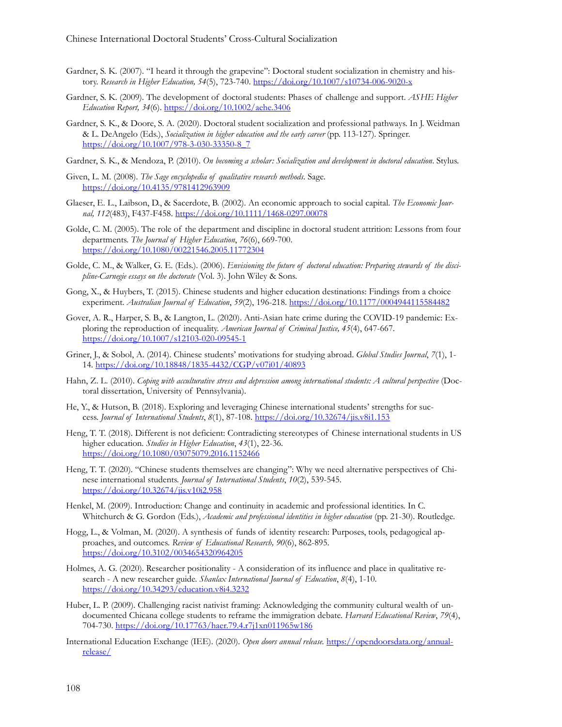Gardner, S. K. (2007). "I heard it through the grapevine": Doctoral student socialization in chemistry and history. *Research in Higher Education, 54*(5), 723-740. https://doi.org/10.1007/s10734-006-9020-x

Gardner, S. K. (2009). The development of doctoral students: Phases of challenge and support. *ASHE Higher Education Report, 34*(6). https://doi.org/10.1002/aehe.3406

Gardner, S. K., & Doore, S. A. (2020). Doctoral student socialization and professional pathways. In J. Weidman & L. DeAngelo (Eds.), *Socialization in higher education and the early career* (pp. 113-127). Springer. https://doi.org/10.1007/978-3-030-33350-8_7

Gardner, S. K., & Mendoza, P. (2010). *On becoming a scholar: Socialization and development in doctoral education*. Stylus.

Given, L. M. (2008). *The Sage encyclopedia of qualitative research methods*. Sage. https://doi.org/10.4135/9781412963909

Glaeser, E. L., Laibson, D., & Sacerdote, B. (2002). An economic approach to social capital. *The Economic Journal, 112*(483), F437-F458. https://doi.org/10.1111/1468-0297.00078

Golde, C. M. (2005). The role of the department and discipline in doctoral student attrition: Lessons from four departments. *The Journal of Higher Education*, *76*(6), 669-700. https://doi.org/10.1080/00221546.2005.11772304

Golde, C. M., & Walker, G. E. (Eds.). (2006). *Envisioning the future of doctoral education: Preparing stewards of the discipline-Carnegie essays on the doctorate* (Vol. 3). John Wiley & Sons.

Gong, X., & Huybers, T. (2015). Chinese students and higher education destinations: Findings from a choice experiment. *Australian Journal of Education*, *59*(2), 196-218. https://doi.org/10.1177/0004944115584482

Gover, A. R., Harper, S. B., & Langton, L. (2020). Anti-Asian hate crime during the COVID-19 pandemic: Exploring the reproduction of inequality. *American Journal of Criminal Justice, 45*(4), 647-667. https://doi.org/10.1007/s12103-020-09545-1

Griner, J., & Sobol, A. (2014). Chinese students' motivations for studying abroad. *Global Studies Journal*, *7*(1), 1-14. https://doi.org/10.18848/1835-4432/CGP/v07i01/40893

Hahn, Z. L. (2010). *Coping with acculturative stress and depression among international students: A cultural perspective* (Doctoral dissertation, University of Pennsylvania).

He, Y., & Hutson, B. (2018). Exploring and leveraging Chinese international students' strengths for success. *Journal of International Students*, *8*(1), 87-108. https://doi.org/10.32674/jis.v8i1.153

Heng, T. T. (2018). Different is not deficient: Contradicting stereotypes of Chinese international students in US higher education. *Studies in Higher Education*, *43*(1), 22-36. https://doi.org/10.1080/03075079.2016.1152466

Heng, T. T. (2020). "Chinese students themselves are changing": Why we need alternative perspectives of Chinese international students. *Journal of International Students*, *10*(2), 539-545. https://doi.org/10.32674/jis.v10i2.958

Henkel, M. (2009). Introduction: Change and continuity in academic and professional identities. In C. Whitchurch & G. Gordon (Eds.), *Academic and professional identities in higher education* (pp. 21-30). Routledge.

Hogg, L., & Volman, M. (2020). A synthesis of funds of identity research: Purposes, tools, pedagogical approaches, and outcomes. *Review of Educational Research, 90*(6), 862-895. https://doi.org/10.3102/0034654320964205

Holmes, A. G. (2020). Researcher positionality - A consideration of its influence and place in qualitative research - A new researcher guide. *Shanlax International Journal of Education*, *8*(4), 1-10. https://doi.org/10.34293/education.v8i4.3232

Huber, L. P. (2009). Challenging racist nativist framing: Acknowledging the community cultural wealth of undocumented Chicana college students to reframe the immigration debate. *Harvard Educational Review*, *79*(4), 704-730. https://doi.org/10.17763/haer.79.4.r7j1xn011965w186

International Education Exchange (IEE). (2020). *Open doors annual release.* https://opendoorsdata.org/annual-release/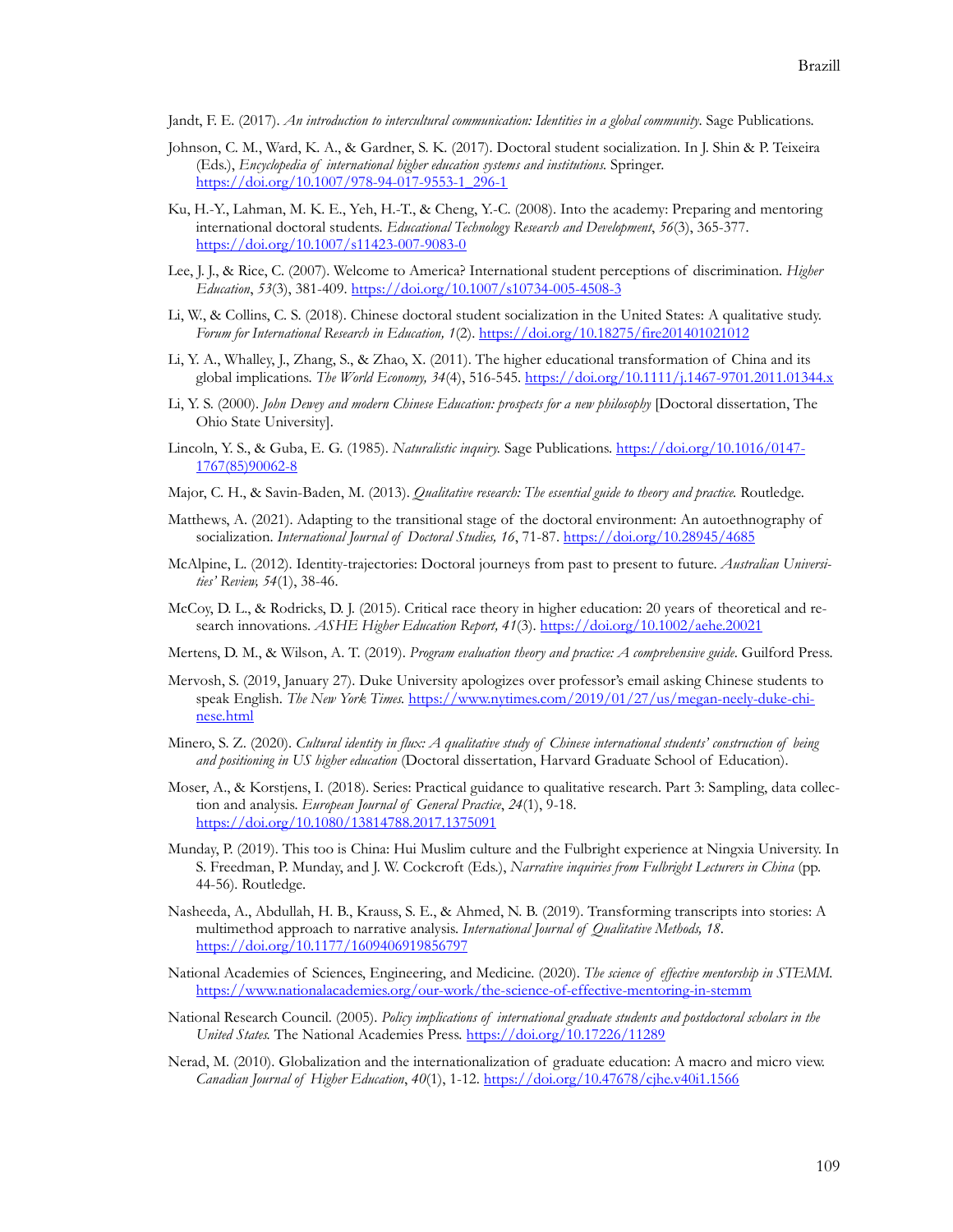Jandt, F. E. (2017). *An introduction to intercultural communication: Identities in a global community*. Sage Publications.

Johnson, C. M., Ward, K. A., & Gardner, S. K. (2017). Doctoral student socialization. In J. Shin & P. Teixeira (Eds.), *Encyclopedia of international higher education systems and institutions*. Springer. https://doi.org/10.1007/978-94-017-9553-1_296-1

Ku, H.-Y., Lahman, M. K. E., Yeh, H.-T., & Cheng, Y.-C. (2008). Into the academy: Preparing and mentoring international doctoral students. *Educational Technology Research and Development*, *56*(3), 365-377. https://doi.org/10.1007/s11423-007-9083-0

Lee, J. J., & Rice, C. (2007). Welcome to America? International student perceptions of discrimination. *Higher Education*, *53*(3), 381-409. https://doi.org/10.1007/s10734-005-4508-3

Li, W., & Collins, C. S. (2018). Chinese doctoral student socialization in the United States: A qualitative study. *Forum for International Research in Education, 1*(2). https://doi.org/10.18275/fire201401021012

Li, Y. A., Whalley, J., Zhang, S., & Zhao, X. (2011). The higher educational transformation of China and its global implications. *The World Economy, 34*(4), 516-545. https://doi.org/10.1111/j.1467-9701.2011.01344.x

Li, Y. S. (2000). *John Dewey and modern Chinese Education: prospects for a new philosophy* [Doctoral dissertation, The Ohio State University].

Lincoln, Y. S., & Guba, E. G. (1985). *Naturalistic inquiry.* Sage Publications. https://doi.org/10.1016/0147-1767(85)90062-8

Major, C. H., & Savin-Baden, M. (2013). *Qualitative research: The essential guide to theory and practice.* Routledge.

Matthews, A. (2021). Adapting to the transitional stage of the doctoral environment: An autoethnography of socialization. *International Journal of Doctoral Studies, 16*, 71-87. https://doi.org/10.28945/4685

McAlpine, L. (2012). Identity-trajectories: Doctoral journeys from past to present to future. *Australian Universities' Review, 54*(1), 38-46.

McCoy, D. L., & Rodricks, D. J. (2015). Critical race theory in higher education: 20 years of theoretical and research innovations. *ASHE Higher Education Report, 41*(3). https://doi.org/10.1002/aehe.20021

Mertens, D. M., & Wilson, A. T. (2019). *Program evaluation theory and practice: A comprehensive guide*. Guilford Press.

Mervosh, S. (2019, January 27). Duke University apologizes over professor's email asking Chinese students to speak English. *The New York Times.* https://www.nytimes.com/2019/01/27/us/megan-neely-duke-chinese.html

Minero, S. Z. (2020). *Cultural identity in flux: A qualitative study of Chinese international students' construction of being and positioning in US higher education* (Doctoral dissertation, Harvard Graduate School of Education).

Moser, A., & Korstjens, I. (2018). Series: Practical guidance to qualitative research. Part 3: Sampling, data collection and analysis. *European Journal of General Practice*, *24*(1), 9-18. https://doi.org/10.1080/13814788.2017.1375091

Munday, P. (2019). This too is China: Hui Muslim culture and the Fulbright experience at Ningxia University. In S. Freedman, P. Munday, and J. W. Cockcroft (Eds.), *Narrative inquiries from Fulbright Lecturers in China* (pp. 44-56). Routledge.

Nasheeda, A., Abdullah, H. B., Krauss, S. E., & Ahmed, N. B. (2019). Transforming transcripts into stories: A multimethod approach to narrative analysis. *International Journal of Qualitative Methods, 18*. https://doi.org/10.1177/1609406919856797

National Academies of Sciences, Engineering, and Medicine. (2020). *The science of effective mentorship in STEMM.* https://www.nationalacademies.org/our-work/the-science-of-effective-mentoring-in-stemm

National Research Council. (2005). *Policy implications of international graduate students and postdoctoral scholars in the United States.* The National Academies Press. https://doi.org/10.17226/11289

Nerad, M. (2010). Globalization and the internationalization of graduate education: A macro and micro view. *Canadian Journal of Higher Education*, *40*(1), 1-12. https://doi.org/10.47678/cjhe.v40i1.1566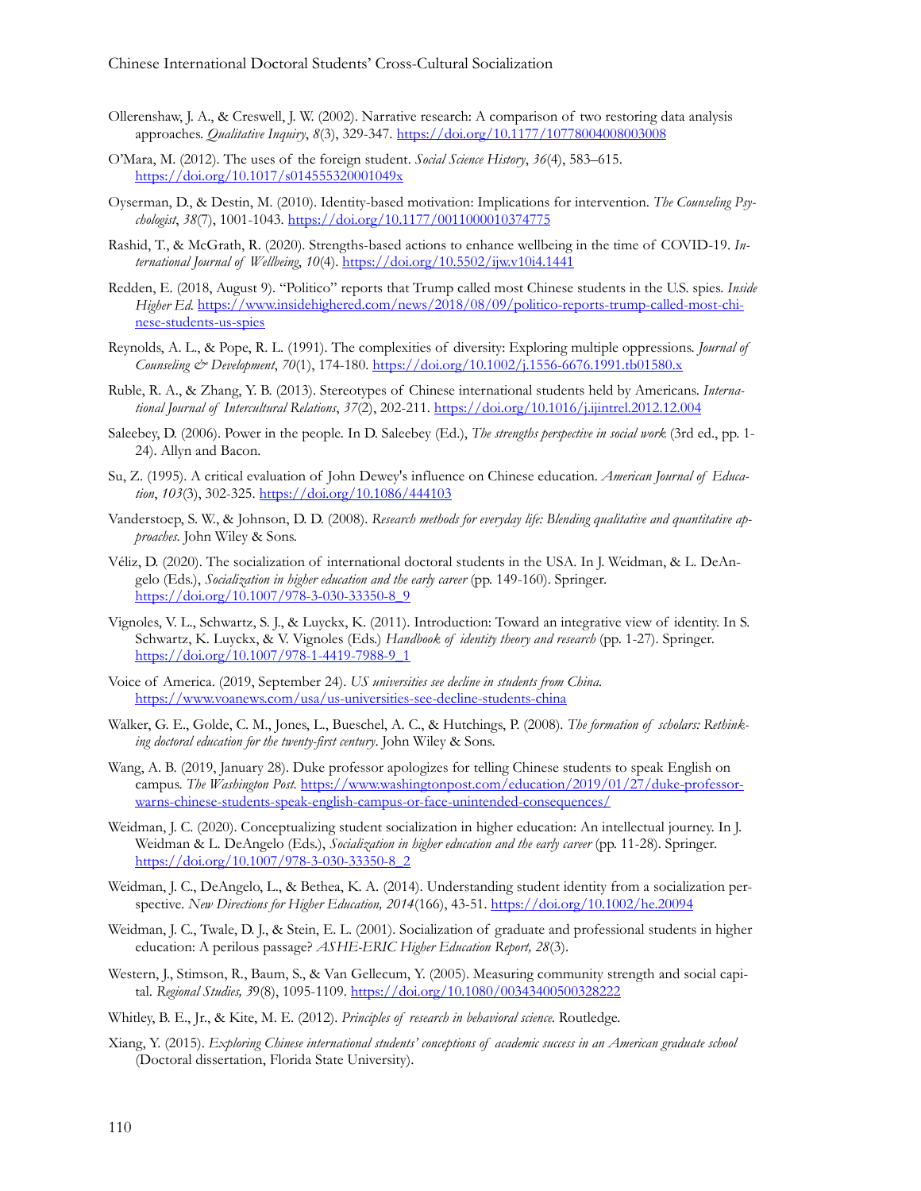Ollerenshaw, J. A., & Creswell, J. W. (2002). Narrative research: A comparison of two restoring data analysis approaches. *Qualitative Inquiry*, *8*(3), 329-347. https://doi.org/10.1177/10778004008003008

O'Mara, M. (2012). The uses of the foreign student. *Social Science History*, *36*(4), 583–615. https://doi.org/10.1017/s014555320001049x

Oyserman, D., & Destin, M. (2010). Identity-based motivation: Implications for intervention. *The Counseling Psychologist*, *38*(7), 1001-1043. https://doi.org/10.1177/0011000010374775

Rashid, T., & McGrath, R. (2020). Strengths-based actions to enhance wellbeing in the time of COVID-19. *International Journal of Wellbeing*, *10*(4). https://doi.org/10.5502/ijw.v10i4.1441

Redden, E. (2018, August 9). "Politico" reports that Trump called most Chinese students in the U.S. spies. *Inside Higher Ed.* https://www.insidehighered.com/news/2018/08/09/politico-reports-trump-called-most-chinese-students-us-spies

Reynolds, A. L., & Pope, R. L. (1991). The complexities of diversity: Exploring multiple oppressions. *Journal of Counseling & Development*, *70*(1), 174-180. https://doi.org/10.1002/j.1556-6676.1991.tb01580.x

Ruble, R. A., & Zhang, Y. B. (2013). Stereotypes of Chinese international students held by Americans. *International Journal of Intercultural Relations*, *37*(2), 202-211. https://doi.org/10.1016/j.ijintrel.2012.12.004

Saleebey, D. (2006). Power in the people. In D. Saleebey (Ed.), *The strengths perspective in social work* (3rd ed., pp. 1-24). Allyn and Bacon.

Su, Z. (1995). A critical evaluation of John Dewey's influence on Chinese education. *American Journal of Education*, *103*(3), 302-325. https://doi.org/10.1086/444103

Vanderstoep, S. W., & Johnson, D. D. (2008). *Research methods for everyday life: Blending qualitative and quantitative approaches.* John Wiley & Sons.

Véliz, D. (2020). The socialization of international doctoral students in the USA. In J. Weidman, & L. DeAngelo (Eds.), *Socialization in higher education and the early career* (pp. 149-160). Springer. https://doi.org/10.1007/978-3-030-33350-8_9

Vignoles, V. L., Schwartz, S. J., & Luyckx, K. (2011). Introduction: Toward an integrative view of identity. In S. Schwartz, K. Luyckx, & V. Vignoles (Eds.) *Handbook of identity theory and research* (pp. 1-27). Springer. https://doi.org/10.1007/978-1-4419-7988-9_1

Voice of America. (2019, September 24). *US universities see decline in students from China.* https://www.voanews.com/usa/us-universities-see-decline-students-china

Walker, G. E., Golde, C. M., Jones, L., Bueschel, A. C., & Hutchings, P. (2008). *The formation of scholars: Rethinking doctoral education for the twenty-first century*. John Wiley & Sons.

Wang, A. B. (2019, January 28). Duke professor apologizes for telling Chinese students to speak English on campus. *The Washington Post.* https://www.washingtonpost.com/education/2019/01/27/duke-professor-warns-chinese-students-speak-english-campus-or-face-unintended-consequences/

Weidman, J. C. (2020). Conceptualizing student socialization in higher education: An intellectual journey. In J. Weidman & L. DeAngelo (Eds.), *Socialization in higher education and the early career* (pp. 11-28). Springer. https://doi.org/10.1007/978-3-030-33350-8_2

Weidman, J. C., DeAngelo, L., & Bethea, K. A. (2014). Understanding student identity from a socialization perspective. *New Directions for Higher Education, 2014*(166), 43-51. https://doi.org/10.1002/he.20094

Weidman, J. C., Twale, D. J., & Stein, E. L. (2001). Socialization of graduate and professional students in higher education: A perilous passage? *ASHE-ERIC Higher Education Report, 28*(3).

Western, J., Stimson, R., Baum, S., & Van Gellecum, Y. (2005). Measuring community strength and social capital. *Regional Studies, 39*(8), 1095-1109. https://doi.org/10.1080/00343400500328222

Whitley, B. E., Jr., & Kite, M. E. (2012). *Principles of research in behavioral science.* Routledge.

Xiang, Y. (2015). *Exploring Chinese international students' conceptions of academic success in an American graduate school* (Doctoral dissertation, Florida State University).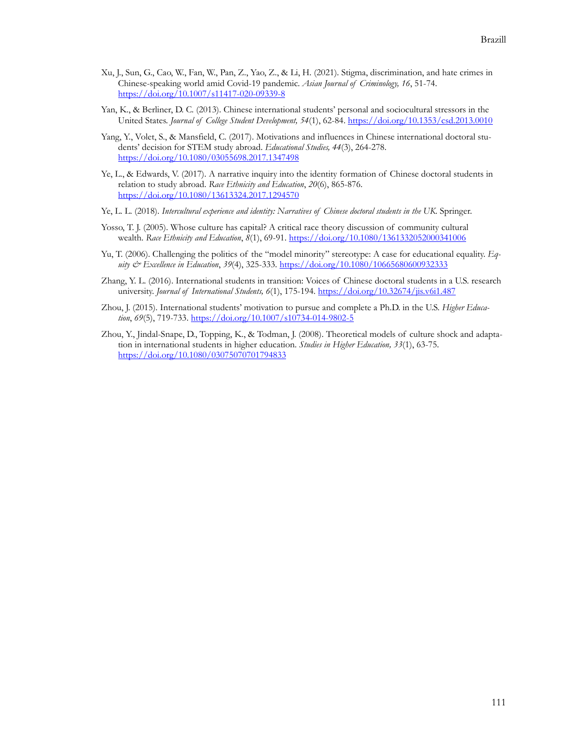Xu, J., Sun, G., Cao, W., Fan, W., Pan, Z., Yao, Z., & Li, H. (2021). Stigma, discrimination, and hate crimes in Chinese-speaking world amid Covid-19 pandemic. *Asian Journal of Criminology, 16*, 51-74. https://doi.org/10.1007/s11417-020-09339-8

Yan, K., & Berliner, D. C. (2013). Chinese international students' personal and sociocultural stressors in the United States. *Journal of College Student Development, 54*(1), 62-84. https://doi.org/10.1353/csd.2013.0010

Yang, Y., Volet, S., & Mansfield, C. (2017). Motivations and influences in Chinese international doctoral students' decision for STEM study abroad. *Educational Studies, 44*(3), 264-278. https://doi.org/10.1080/03055698.2017.1347498

Ye, L., & Edwards, V. (2017). A narrative inquiry into the identity formation of Chinese doctoral students in relation to study abroad. *Race Ethnicity and Education*, *20*(6), 865-876. https://doi.org/10.1080/13613324.2017.1294570

Ye, L. L. (2018). *Intercultural experience and identity: Narratives of Chinese doctoral students in the UK*. Springer.

Yosso, T. J. (2005). Whose culture has capital? A critical race theory discussion of community cultural wealth. *Race Ethnicity and Education*, *8*(1), 69-91. https://doi.org/10.1080/1361332052000341006

Yu, T. (2006). Challenging the politics of the "model minority" stereotype: A case for educational equality. *Equity & Excellence in Education*, *39*(4), 325-333. https://doi.org/10.1080/10665680600932333

Zhang, Y. L. (2016). International students in transition: Voices of Chinese doctoral students in a U.S. research university. *Journal of International Students, 6*(1), 175-194. https://doi.org/10.32674/jis.v6i1.487

Zhou, J. (2015). International students' motivation to pursue and complete a Ph.D. in the U.S. *Higher Education*, *69*(5), 719-733. https://doi.org/10.1007/s10734-014-9802-5

Zhou, Y., Jindal-Snape, D., Topping, K., & Todman, J. (2008). Theoretical models of culture shock and adaptation in international students in higher education. *Studies in Higher Education, 33*(1), 63-75. https://doi.org/10.1080/03075070701794833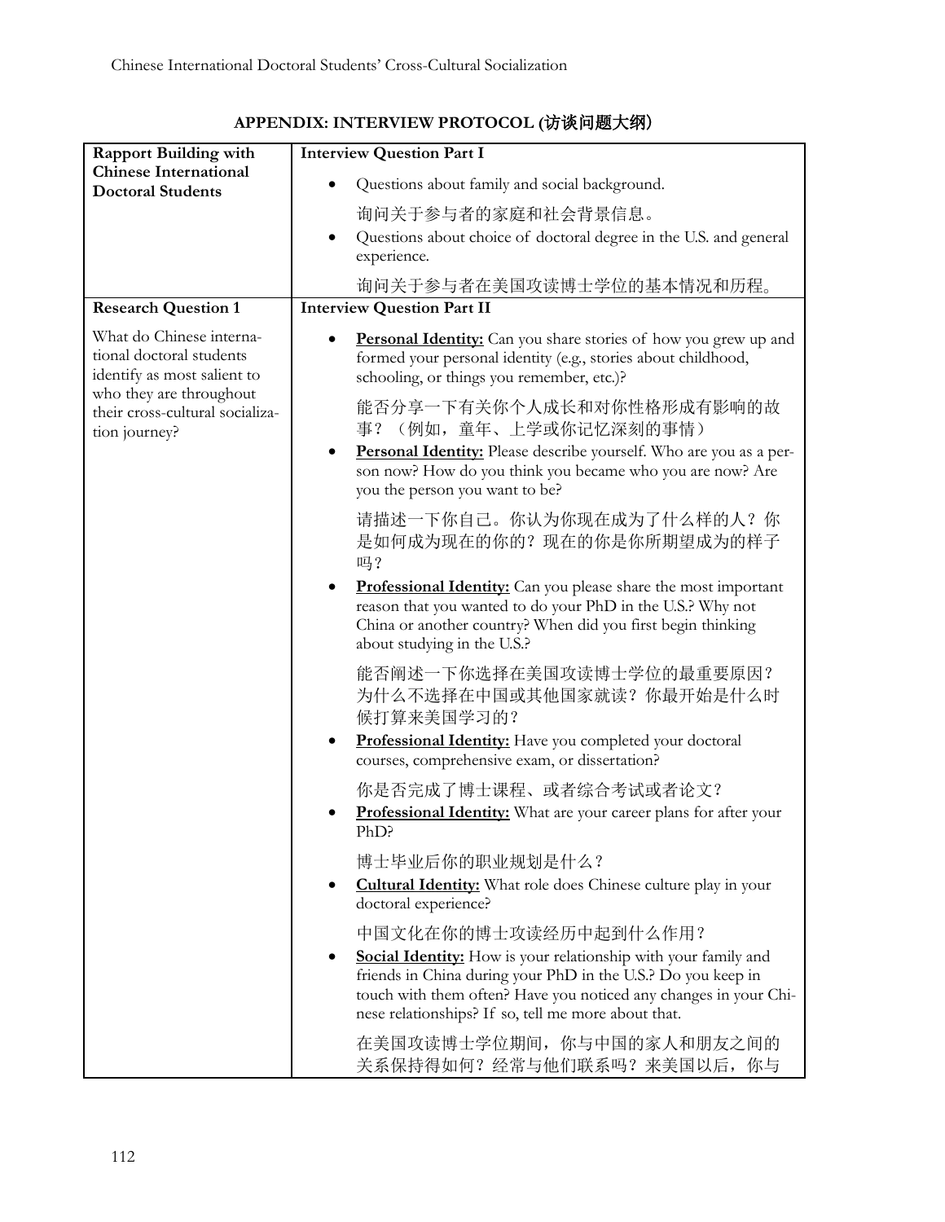## APPENDIX: INTERVIEW PROTOCOL (访谈问题大纲)

| **Rapport Building with Chinese International Doctoral Students** | **Interview Question Part I** |
|---|---|
| | • Questions about family and social background.<br>询问关于参与者的家庭和社会背景信息。<br>• Questions about choice of doctoral degree in the U.S. and general experience.<br>询问关于参与者在美国攻读博士学位的基本情况和历程。 |
| **Research Question 1** | **Interview Question Part II** |
| What do Chinese international doctoral students identify as most salient to who they are throughout their cross-cultural socialization journey? | • **Personal Identity:** Can you share stories of how you grew up and formed your personal identity (e.g., stories about childhood, schooling, or things you remember, etc.)?<br>能否分享一下有关你个人成长和对你性格形成有影响的故事？（例如，童年、上学或你记忆深刻的事情）<br>• **Personal Identity:** Please describe yourself. Who are you as a person now? How do you think you became who you are now? Are you the person you want to be?<br>请描述一下你自己。你认为你现在成为了什么样的人？你是如何成为现在的你的？现在的你是你所期望成为的样子吗？<br>• **Professional Identity:** Can you please share the most important reason that you wanted to do your PhD in the U.S.? Why not China or another country? When did you first begin thinking about studying in the U.S.?<br>能否阐述一下你选择在美国攻读博士学位的最重要原因？为什么不选择在中国或其他国家就读？你最开始是什么时候打算来美国学习的？<br>• **Professional Identity:** Have you completed your doctoral courses, comprehensive exam, or dissertation?<br>你是否完成了博士课程、或者综合考试或者论文？<br>• **Professional Identity:** What are your career plans for after your PhD?<br>博士毕业后你的职业规划是什么？<br>• **Cultural Identity:** What role does Chinese culture play in your doctoral experience?<br>中国文化在你的博士攻读经历中起到什么作用？<br>• **Social Identity:** How is your relationship with your family and friends in China during your PhD in the U.S.? Do you keep in touch with them often? Have you noticed any changes in your Chinese relationships? If so, tell me more about that.<br>在美国攻读博士学位期间，你与中国的家人和朋友之间的关系保持得如何？经常与他们联系吗？来美国以后，你与 |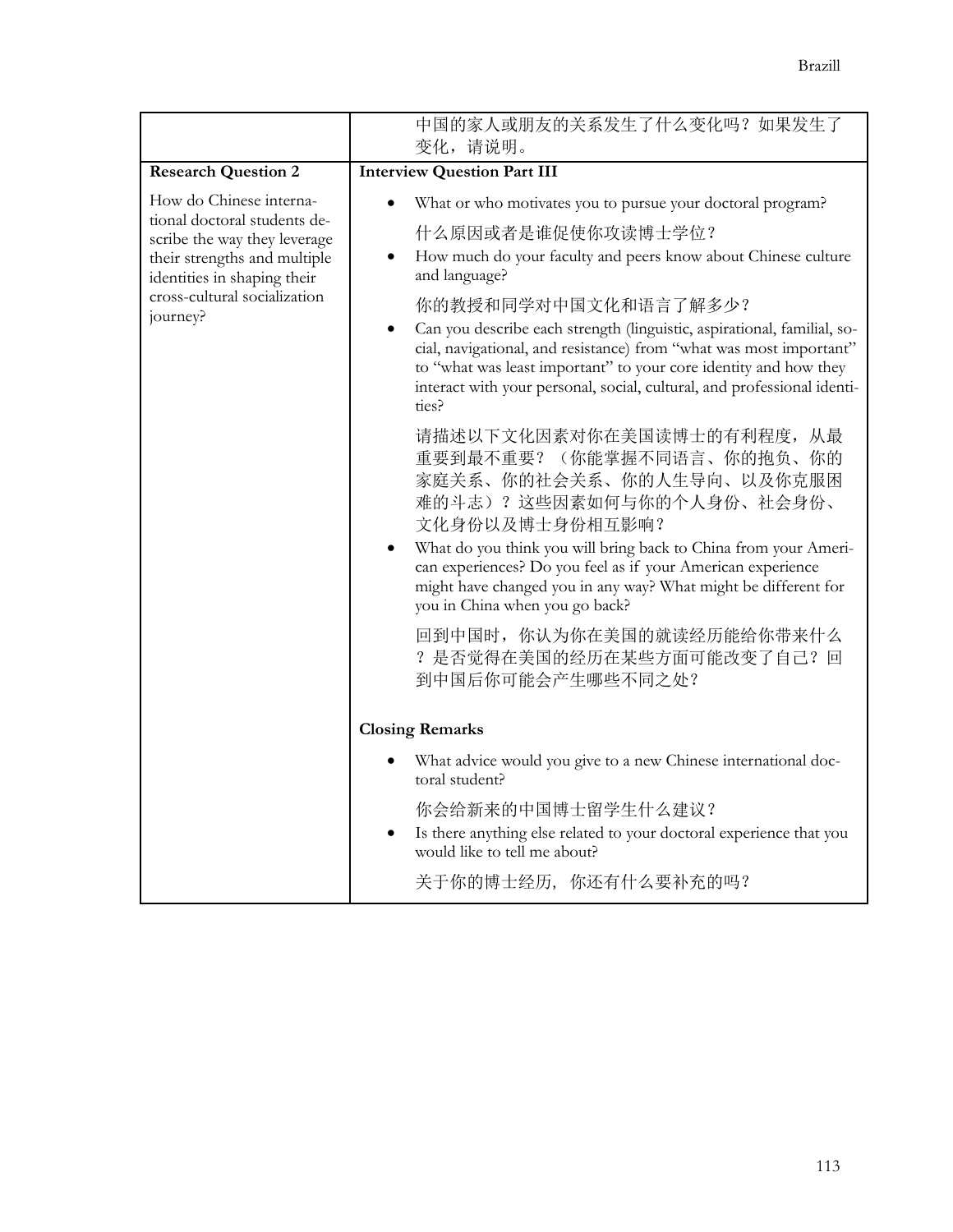| | |
|---|---|
| | 中国的家人或朋友的关系发生了什么变化吗？如果发生了变化，请说明。 |
| **Research Question 2** | **Interview Question Part III** |
| How do Chinese international doctoral students describe the way they leverage their strengths and multiple identities in shaping their cross-cultural socialization journey? | • What or who motivates you to pursue your doctoral program?<br>什么原因或者是谁促使你攻读博士学位？<br>• How much do your faculty and peers know about Chinese culture and language?<br>你的教授和同学对中国文化和语言了解多少？<br>• Can you describe each strength (linguistic, aspirational, familial, social, navigational, and resistance) from "what was most important" to "what was least important" to your core identity and how they interact with your personal, social, cultural, and professional identities?<br>请描述以下文化因素对你在美国读博士的有利程度，从最重要到最不重要？（你能掌握不同语言、你的抱负、你的家庭关系、你的社会关系、你的人生导向、以及你克服困难的斗志）？这些因素如何与你的个人身份、社会身份、文化身份以及博士身份相互影响？<br>• What do you think you will bring back to China from your American experiences? Do you feel as if your American experience might have changed you in any way? What might be different for you in China when you go back?<br>回到中国时，你认为你在美国的就读经历能给你带来什么？是否觉得在美国的经历在某些方面可能改变了自己？回到中国后你可能会产生哪些不同之处？<br><br>**Closing Remarks**<br>• What advice would you give to a new Chinese international doctoral student?<br>你会给新来的中国博士留学生什么建议？<br>• Is there anything else related to your doctoral experience that you would like to tell me about?<br>关于你的博士经历，你还有什么要补充的吗？ |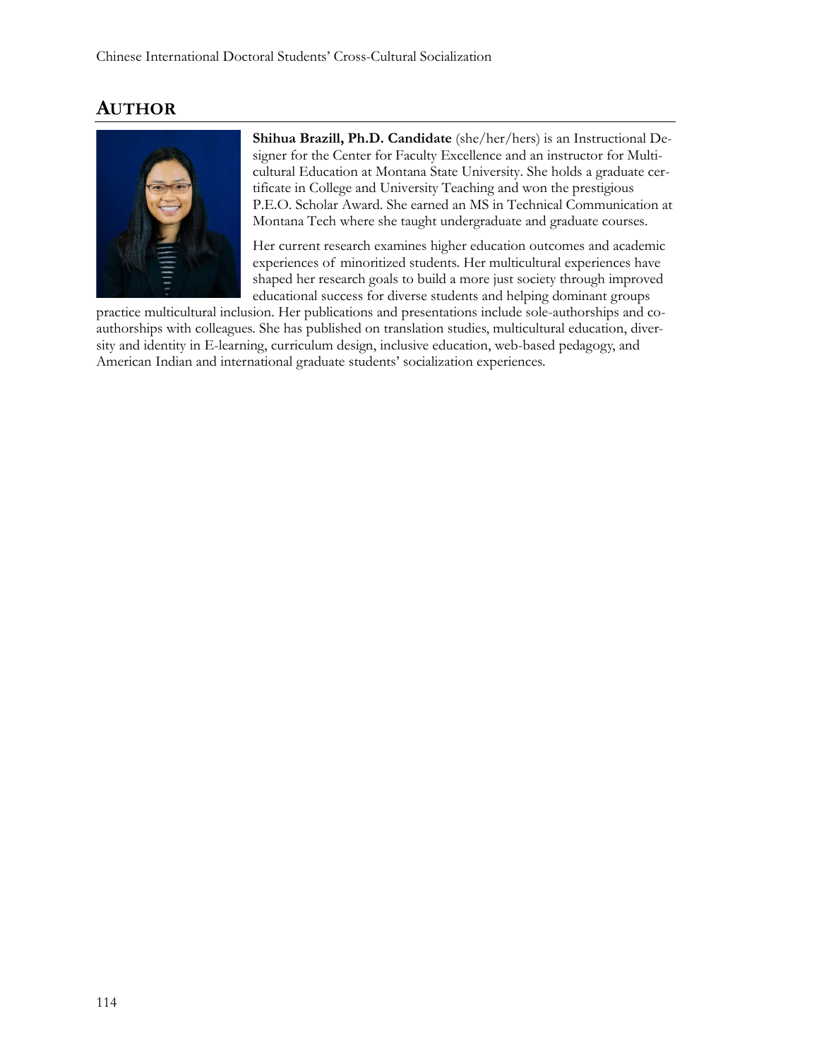## AUTHOR

**Shihua Brazill, Ph.D. Candidate** (she/her/hers) is an Instructional Designer for the Center for Faculty Excellence and an instructor for Multicultural Education at Montana State University. She holds a graduate certificate in College and University Teaching and won the prestigious P.E.O. Scholar Award. She earned an MS in Technical Communication at Montana Tech where she taught undergraduate and graduate courses.

Her current research examines higher education outcomes and academic experiences of minoritized students. Her multicultural experiences have shaped her research goals to build a more just society through improved educational success for diverse students and helping dominant groups practice multicultural inclusion. Her publications and presentations include sole-authorships and co-authorships with colleagues. She has published on translation studies, multicultural education, diversity and identity in E-learning, curriculum design, inclusive education, web-based pedagogy, and American Indian and international graduate students' socialization experiences.